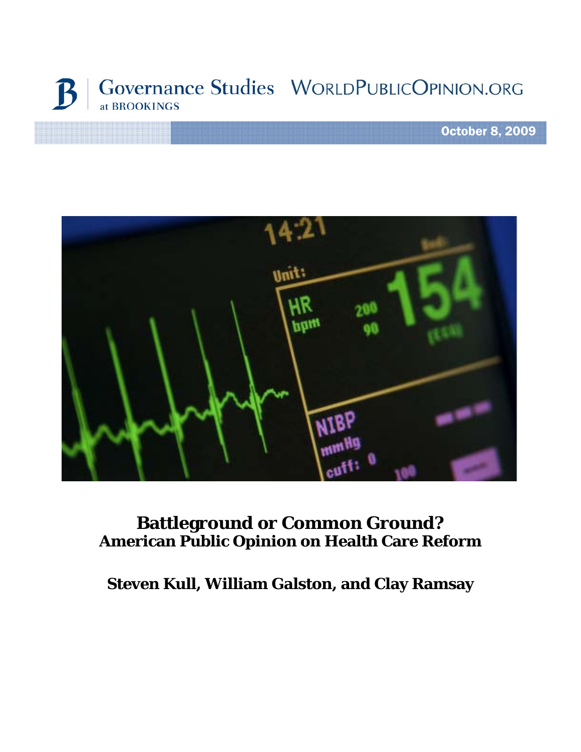Governance Studies at BROOKINGS    WORLDPUBLICOPINION.ORG

October 8, 2009

# Battleground or Common Ground?

## American Public Opinion on Health Care Reform

**Steven Kull, William Galston, and Clay Ramsay**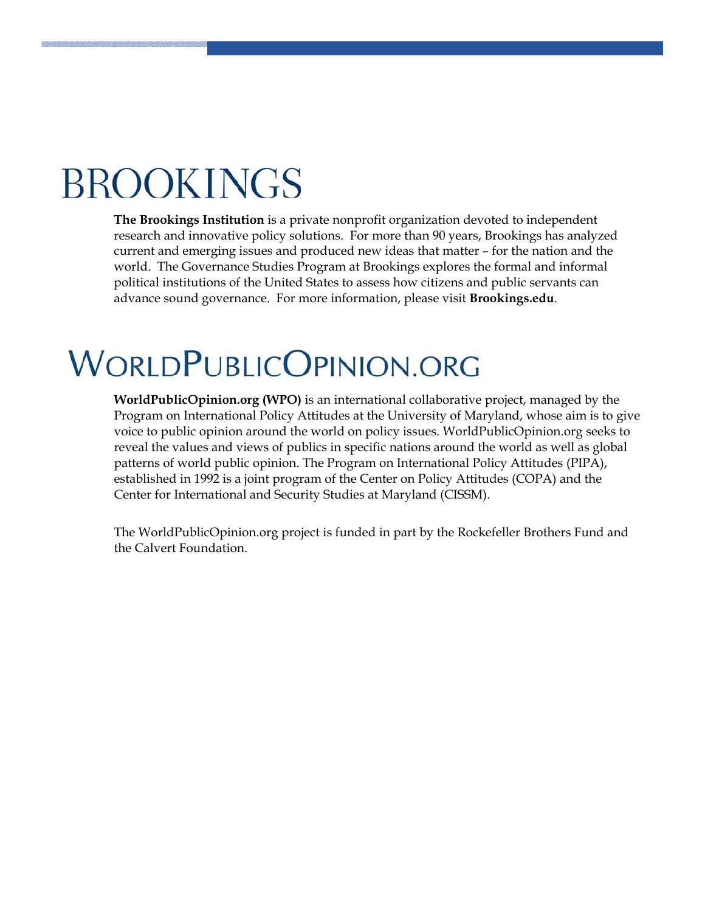# BROOKINGS

**The Brookings Institution** is a private nonprofit organization devoted to independent research and innovative policy solutions. For more than 90 years, Brookings has analyzed current and emerging issues and produced new ideas that matter – for the nation and the world. The Governance Studies Program at Brookings explores the formal and informal political institutions of the United States to assess how citizens and public servants can advance sound governance. For more information, please visit **Brookings.edu**.

# WORLDPUBLICOPINION.ORG

**WorldPublicOpinion.org (WPO)** is an international collaborative project, managed by the Program on International Policy Attitudes at the University of Maryland, whose aim is to give voice to public opinion around the world on policy issues. WorldPublicOpinion.org seeks to reveal the values and views of publics in specific nations around the world as well as global patterns of world public opinion. The Program on International Policy Attitudes (PIPA), established in 1992 is a joint program of the Center on Policy Attitudes (COPA) and the Center for International and Security Studies at Maryland (CISSM).

The WorldPublicOpinion.org project is funded in part by the Rockefeller Brothers Fund and the Calvert Foundation.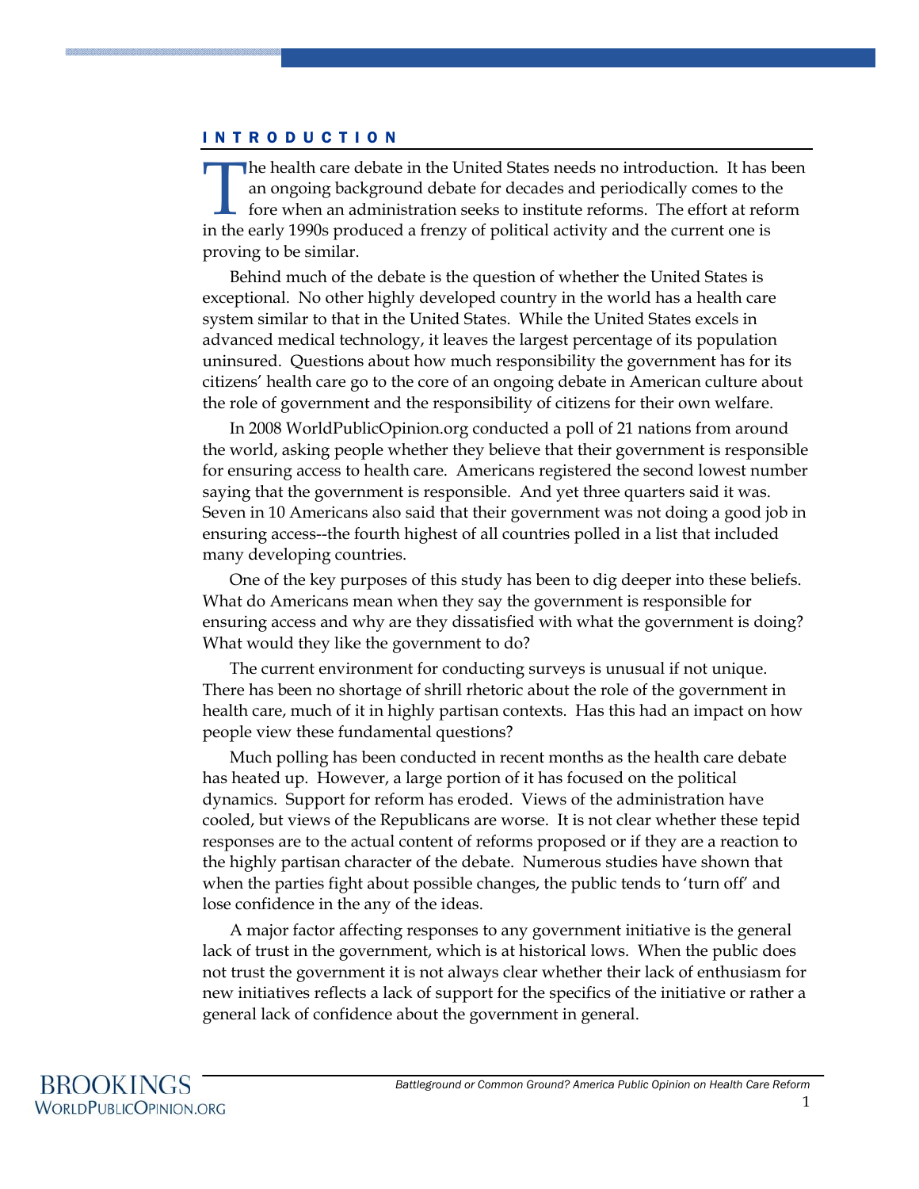## INTRODUCTION

The health care debate in the United States needs no introduction. It has been an ongoing background debate for decades and periodically comes to the fore when an administration seeks to institute reforms. The effort at reform in the early 1990s produced a frenzy of political activity and the current one is proving to be similar.

Behind much of the debate is the question of whether the United States is exceptional. No other highly developed country in the world has a health care system similar to that in the United States. While the United States excels in advanced medical technology, it leaves the largest percentage of its population uninsured. Questions about how much responsibility the government has for its citizens' health care go to the core of an ongoing debate in American culture about the role of government and the responsibility of citizens for their own welfare.

In 2008 WorldPublicOpinion.org conducted a poll of 21 nations from around the world, asking people whether they believe that their government is responsible for ensuring access to health care. Americans registered the second lowest number saying that the government is responsible. And yet three quarters said it was. Seven in 10 Americans also said that their government was not doing a good job in ensuring access--the fourth highest of all countries polled in a list that included many developing countries.

One of the key purposes of this study has been to dig deeper into these beliefs. What do Americans mean when they say the government is responsible for ensuring access and why are they dissatisfied with what the government is doing? What would they like the government to do?

The current environment for conducting surveys is unusual if not unique. There has been no shortage of shrill rhetoric about the role of the government in health care, much of it in highly partisan contexts. Has this had an impact on how people view these fundamental questions?

Much polling has been conducted in recent months as the health care debate has heated up. However, a large portion of it has focused on the political dynamics. Support for reform has eroded. Views of the administration have cooled, but views of the Republicans are worse. It is not clear whether these tepid responses are to the actual content of reforms proposed or if they are a reaction to the highly partisan character of the debate. Numerous studies have shown that when the parties fight about possible changes, the public tends to 'turn off' and lose confidence in the any of the ideas.

A major factor affecting responses to any government initiative is the general lack of trust in the government, which is at historical lows. When the public does not trust the government it is not always clear whether their lack of enthusiasm for new initiatives reflects a lack of support for the specifics of the initiative or rather a general lack of confidence about the government in general.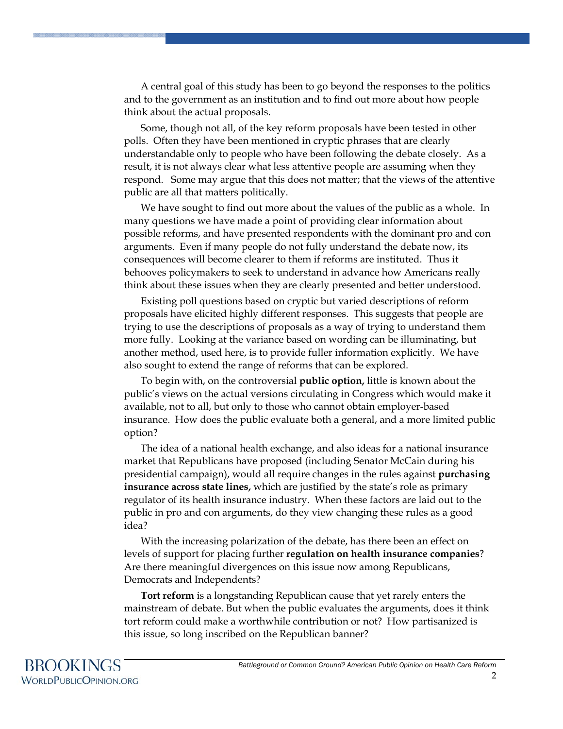A central goal of this study has been to go beyond the responses to the politics and to the government as an institution and to find out more about how people think about the actual proposals.

Some, though not all, of the key reform proposals have been tested in other polls. Often they have been mentioned in cryptic phrases that are clearly understandable only to people who have been following the debate closely. As a result, it is not always clear what less attentive people are assuming when they respond. Some may argue that this does not matter; that the views of the attentive public are all that matters politically.

We have sought to find out more about the values of the public as a whole. In many questions we have made a point of providing clear information about possible reforms, and have presented respondents with the dominant pro and con arguments. Even if many people do not fully understand the debate now, its consequences will become clearer to them if reforms are instituted. Thus it behooves policymakers to seek to understand in advance how Americans really think about these issues when they are clearly presented and better understood.

Existing poll questions based on cryptic but varied descriptions of reform proposals have elicited highly different responses. This suggests that people are trying to use the descriptions of proposals as a way of trying to understand them more fully. Looking at the variance based on wording can be illuminating, but another method, used here, is to provide fuller information explicitly. We have also sought to extend the range of reforms that can be explored.

To begin with, on the controversial **public option,** little is known about the public's views on the actual versions circulating in Congress which would make it available, not to all, but only to those who cannot obtain employer-based insurance. How does the public evaluate both a general, and a more limited public option?

The idea of a national health exchange, and also ideas for a national insurance market that Republicans have proposed (including Senator McCain during his presidential campaign), would all require changes in the rules against **purchasing insurance across state lines,** which are justified by the state's role as primary regulator of its health insurance industry. When these factors are laid out to the public in pro and con arguments, do they view changing these rules as a good idea?

With the increasing polarization of the debate, has there been an effect on levels of support for placing further **regulation on health insurance companies**? Are there meaningful divergences on this issue now among Republicans, Democrats and Independents?

**Tort reform** is a longstanding Republican cause that yet rarely enters the mainstream of debate. But when the public evaluates the arguments, does it think tort reform could make a worthwhile contribution or not? How partisanized is this issue, so long inscribed on the Republican banner?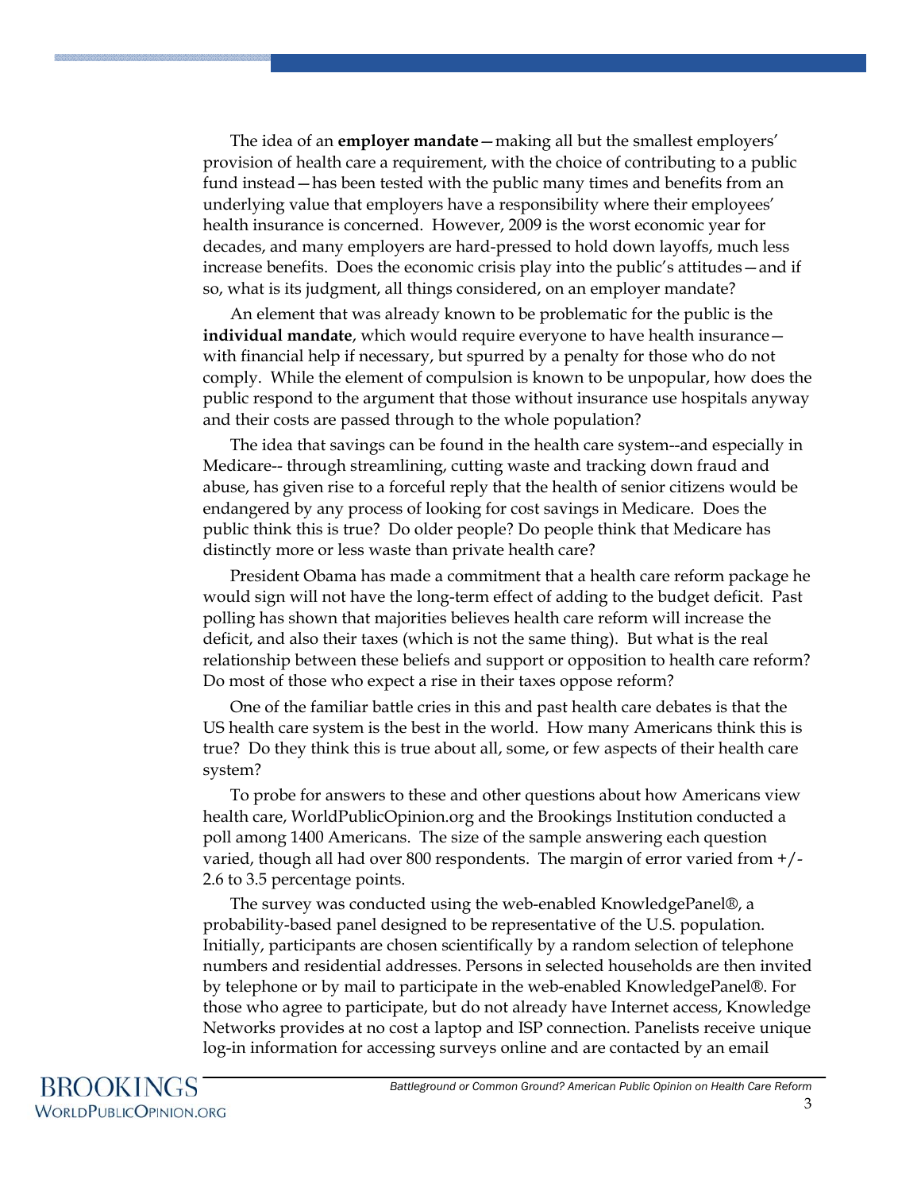The idea of an **employer mandate**—making all but the smallest employers' provision of health care a requirement, with the choice of contributing to a public fund instead—has been tested with the public many times and benefits from an underlying value that employers have a responsibility where their employees' health insurance is concerned. However, 2009 is the worst economic year for decades, and many employers are hard-pressed to hold down layoffs, much less increase benefits. Does the economic crisis play into the public's attitudes—and if so, what is its judgment, all things considered, on an employer mandate?

An element that was already known to be problematic for the public is the **individual mandate**, which would require everyone to have health insurance—with financial help if necessary, but spurred by a penalty for those who do not comply. While the element of compulsion is known to be unpopular, how does the public respond to the argument that those without insurance use hospitals anyway and their costs are passed through to the whole population?

The idea that savings can be found in the health care system--and especially in Medicare-- through streamlining, cutting waste and tracking down fraud and abuse, has given rise to a forceful reply that the health of senior citizens would be endangered by any process of looking for cost savings in Medicare. Does the public think this is true? Do older people? Do people think that Medicare has distinctly more or less waste than private health care?

President Obama has made a commitment that a health care reform package he would sign will not have the long-term effect of adding to the budget deficit. Past polling has shown that majorities believes health care reform will increase the deficit, and also their taxes (which is not the same thing). But what is the real relationship between these beliefs and support or opposition to health care reform? Do most of those who expect a rise in their taxes oppose reform?

One of the familiar battle cries in this and past health care debates is that the US health care system is the best in the world. How many Americans think this is true? Do they think this is true about all, some, or few aspects of their health care system?

To probe for answers to these and other questions about how Americans view health care, WorldPublicOpinion.org and the Brookings Institution conducted a poll among 1400 Americans. The size of the sample answering each question varied, though all had over 800 respondents. The margin of error varied from +/- 2.6 to 3.5 percentage points.

The survey was conducted using the web-enabled KnowledgePanel®, a probability-based panel designed to be representative of the U.S. population. Initially, participants are chosen scientifically by a random selection of telephone numbers and residential addresses. Persons in selected households are then invited by telephone or by mail to participate in the web-enabled KnowledgePanel®. For those who agree to participate, but do not already have Internet access, Knowledge Networks provides at no cost a laptop and ISP connection. Panelists receive unique log-in information for accessing surveys online and are contacted by an email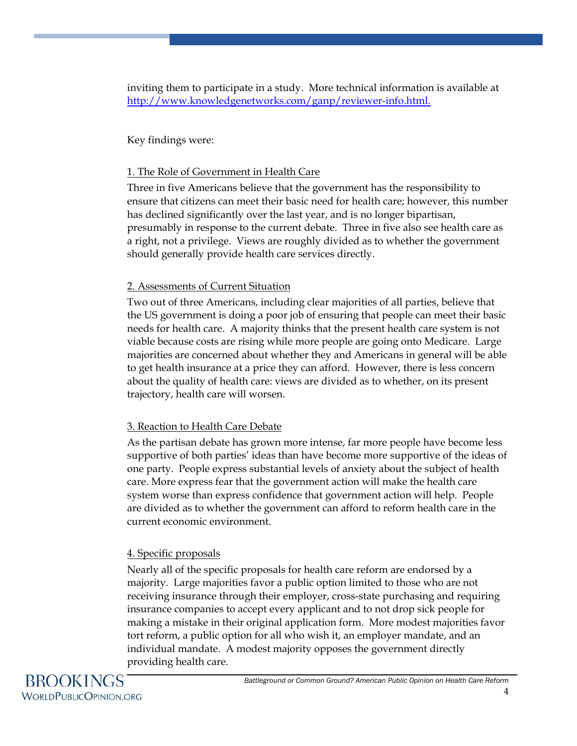inviting them to participate in a study. More technical information is available at http://www.knowledgenetworks.com/ganp/reviewer-info.html.

Key findings were:

1. The Role of Government in Health Care

Three in five Americans believe that the government has the responsibility to ensure that citizens can meet their basic need for health care; however, this number has declined significantly over the last year, and is no longer bipartisan, presumably in response to the current debate. Three in five also see health care as a right, not a privilege. Views are roughly divided as to whether the government should generally provide health care services directly.

2. Assessments of Current Situation

Two out of three Americans, including clear majorities of all parties, believe that the US government is doing a poor job of ensuring that people can meet their basic needs for health care. A majority thinks that the present health care system is not viable because costs are rising while more people are going onto Medicare. Large majorities are concerned about whether they and Americans in general will be able to get health insurance at a price they can afford. However, there is less concern about the quality of health care: views are divided as to whether, on its present trajectory, health care will worsen.

3. Reaction to Health Care Debate

As the partisan debate has grown more intense, far more people have become less supportive of both parties' ideas than have become more supportive of the ideas of one party. People express substantial levels of anxiety about the subject of health care. More express fear that the government action will make the health care system worse than express confidence that government action will help. People are divided as to whether the government can afford to reform health care in the current economic environment.

4. Specific proposals

Nearly all of the specific proposals for health care reform are endorsed by a majority. Large majorities favor a public option limited to those who are not receiving insurance through their employer, cross-state purchasing and requiring insurance companies to accept every applicant and to not drop sick people for making a mistake in their original application form. More modest majorities favor tort reform, a public option for all who wish it, an employer mandate, and an individual mandate. A modest majority opposes the government directly providing health care.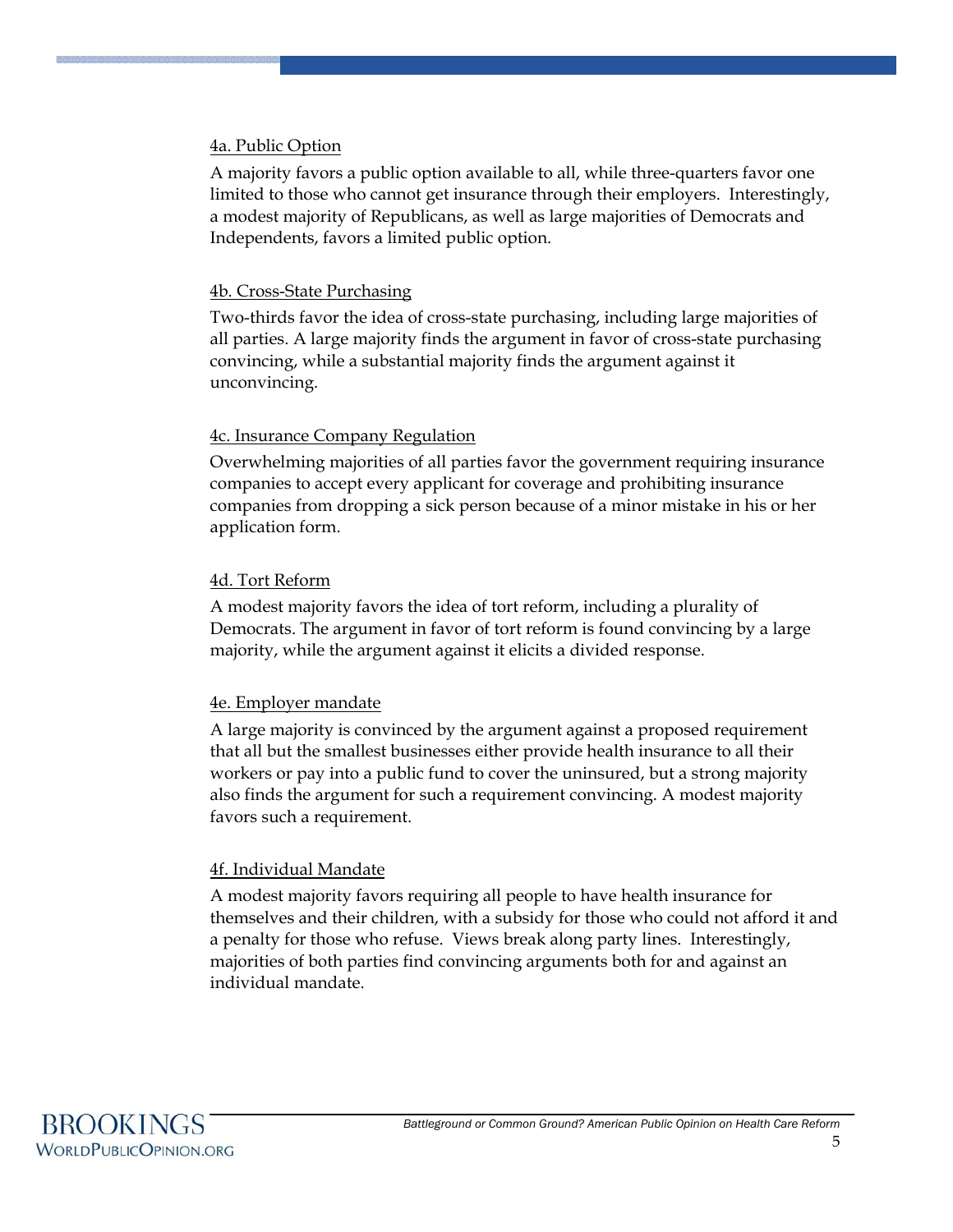4a. Public Option

A majority favors a public option available to all, while three-quarters favor one limited to those who cannot get insurance through their employers. Interestingly, a modest majority of Republicans, as well as large majorities of Democrats and Independents, favors a limited public option.

4b. Cross-State Purchasing

Two-thirds favor the idea of cross-state purchasing, including large majorities of all parties. A large majority finds the argument in favor of cross-state purchasing convincing, while a substantial majority finds the argument against it unconvincing.

4c. Insurance Company Regulation

Overwhelming majorities of all parties favor the government requiring insurance companies to accept every applicant for coverage and prohibiting insurance companies from dropping a sick person because of a minor mistake in his or her application form.

4d. Tort Reform

A modest majority favors the idea of tort reform, including a plurality of Democrats. The argument in favor of tort reform is found convincing by a large majority, while the argument against it elicits a divided response.

4e. Employer mandate

A large majority is convinced by the argument against a proposed requirement that all but the smallest businesses either provide health insurance to all their workers or pay into a public fund to cover the uninsured, but a strong majority also finds the argument for such a requirement convincing. A modest majority favors such a requirement.

4f. Individual Mandate

A modest majority favors requiring all people to have health insurance for themselves and their children, with a subsidy for those who could not afford it and a penalty for those who refuse. Views break along party lines. Interestingly, majorities of both parties find convincing arguments both for and against an individual mandate.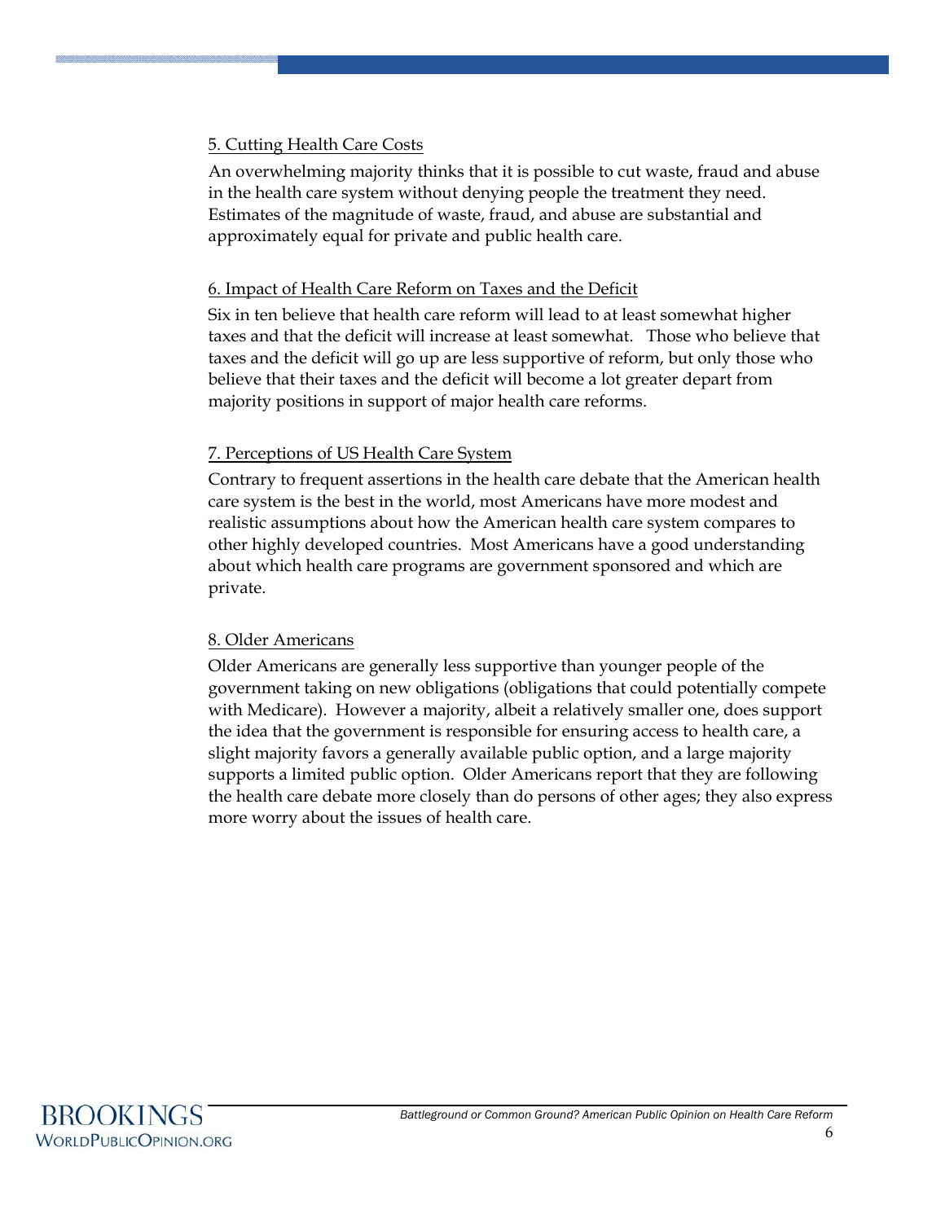5. Cutting Health Care Costs

An overwhelming majority thinks that it is possible to cut waste, fraud and abuse in the health care system without denying people the treatment they need. Estimates of the magnitude of waste, fraud, and abuse are substantial and approximately equal for private and public health care.

6. Impact of Health Care Reform on Taxes and the Deficit

Six in ten believe that health care reform will lead to at least somewhat higher taxes and that the deficit will increase at least somewhat. Those who believe that taxes and the deficit will go up are less supportive of reform, but only those who believe that their taxes and the deficit will become a lot greater depart from majority positions in support of major health care reforms.

7. Perceptions of US Health Care System

Contrary to frequent assertions in the health care debate that the American health care system is the best in the world, most Americans have more modest and realistic assumptions about how the American health care system compares to other highly developed countries. Most Americans have a good understanding about which health care programs are government sponsored and which are private.

8. Older Americans

Older Americans are generally less supportive than younger people of the government taking on new obligations (obligations that could potentially compete with Medicare). However a majority, albeit a relatively smaller one, does support the idea that the government is responsible for ensuring access to health care, a slight majority favors a generally available public option, and a large majority supports a limited public option. Older Americans report that they are following the health care debate more closely than do persons of other ages; they also express more worry about the issues of health care.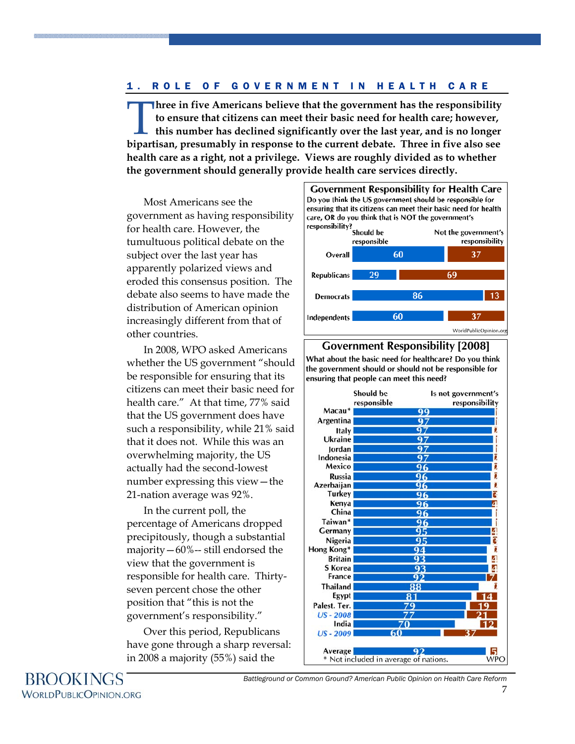## 1. ROLE OF GOVERNMENT IN HEALTH CARE

**Three in five Americans believe that the government has the responsibility to ensure that citizens can meet their basic need for health care; however, this number has declined significantly over the last year, and is no longer bipartisan, presumably in response to the current debate. Three in five also see health care as a right, not a privilege. Views are roughly divided as to whether the government should generally provide health care services directly.**

Most Americans see the government as having responsibility for health care. However, the tumultuous political debate on the subject over the last year has apparently polarized views and eroded this consensus position. The debate also seems to have made the distribution of American opinion increasingly different from that of other countries.

In 2008, WPO asked Americans whether the US government "should be responsible for ensuring that its citizens can meet their basic need for health care." At that time, 77% said that the US government does have such a responsibility, while 21% said that it does not. While this was an overwhelming majority, the US actually had the second-lowest number expressing this view—the 21-nation average was 92%.

In the current poll, the percentage of Americans dropped precipitously, though a substantial majority—60%-- still endorsed the view that the government is responsible for health care. Thirty-seven percent chose the other position that "this is not the government's responsibility."

Over this period, Republicans have gone through a sharp reversal: in 2008 a majority (55%) said the

**Government Responsibility for Health Care**

Do you think the US government should be responsible for ensuring that its citizens can meet their basic need for health care, OR do you think that is NOT the government's responsibility?

| | Should be responsible | Not the government's responsibility |
|---|---|---|
| Overall | 60 | 37 |
| Republicans | 29 | 69 |
| Democrats | 86 | 13 |
| Independents | 60 | 37 |

WorldPublicOpinion.org

**Government Responsibility [2008]**

What about the basic need for healthcare? Do you think the government should or should not be responsible for ensuring that people can meet this need?

| | Should be responsible | Is not government's responsibility |
|---|---|---|
| Macau* | 99 | 1 |
| Argentina | 97 | 1 |
| Italy | 97 | 2 |
| Ukraine | 97 | 1 |
| Jordan | 97 | 1 |
| Indonesia | 97 | 2 |
| Mexico | 96 | 2 |
| Russia | 96 | 2 |
| Azerbaijan | 96 | 2 |
| Turkey | 96 | 3 |
| Kenya | 96 | 4 |
| China | 96 | 1 |
| Taiwan* | 96 | 1 |
| Germany | 95 | 4 |
| Nigeria | 95 | 3 |
| Hong Kong* | 94 | 2 |
| Britain | 93 | 4 |
| S Korea | 93 | 4 |
| France | 92 | 7 |
| Thailand | 88 | 2 |
| Egypt | 81 | 14 |
| Palest. Ter. | 79 | 19 |
| *US - 2008* | 77 | 21 |
| India | 70 | 12 |
| *US - 2009* | 60 | 37 |
| Average | 92 | 5 |

\* Not included in average of nations.

WPO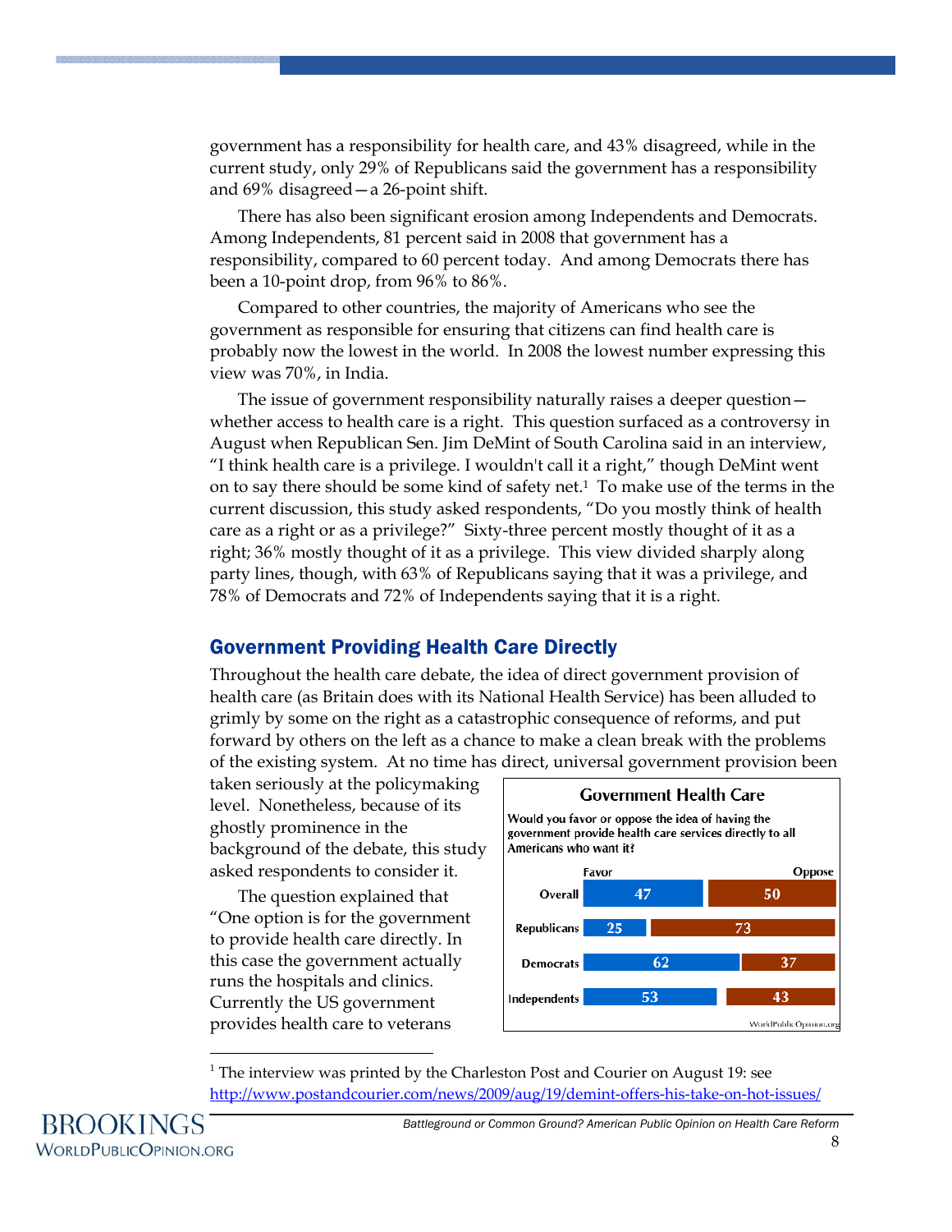government has a responsibility for health care, and 43% disagreed, while in the current study, only 29% of Republicans said the government has a responsibility and 69% disagreed—a 26-point shift.

There has also been significant erosion among Independents and Democrats. Among Independents, 81 percent said in 2008 that government has a responsibility, compared to 60 percent today. And among Democrats there has been a 10-point drop, from 96% to 86%.

Compared to other countries, the majority of Americans who see the government as responsible for ensuring that citizens can find health care is probably now the lowest in the world. In 2008 the lowest number expressing this view was 70%, in India.

The issue of government responsibility naturally raises a deeper question—whether access to health care is a right. This question surfaced as a controversy in August when Republican Sen. Jim DeMint of South Carolina said in an interview, "I think health care is a privilege. I wouldn't call it a right," though DeMint went on to say there should be some kind of safety net.[1] To make use of the terms in the current discussion, this study asked respondents, "Do you mostly think of health care as a right or as a privilege?" Sixty-three percent mostly thought of it as a right; 36% mostly thought of it as a privilege. This view divided sharply along party lines, though, with 63% of Republicans saying that it was a privilege, and 78% of Democrats and 72% of Independents saying that it is a right.

## Government Providing Health Care Directly

Throughout the health care debate, the idea of direct government provision of health care (as Britain does with its National Health Service) has been alluded to grimly by some on the right as a catastrophic consequence of reforms, and put forward by others on the left as a chance to make a clean break with the problems of the existing system. At no time has direct, universal government provision been taken seriously at the policymaking level. Nonetheless, because of its ghostly prominence in the background of the debate, this study asked respondents to consider it.

The question explained that "One option is for the government to provide health care directly. In this case the government actually runs the hospitals and clinics. Currently the US government provides health care to veterans

**Government Health Care**

Would you favor or oppose the idea of having the government provide health care services directly to all Americans who want it?

| | Favor | Oppose |
|---|---|---|
| Overall | 47 | 50 |
| Republicans | 25 | 73 |
| Democrats | 62 | 37 |
| Independents | 53 | 43 |

WorldPublicOpinion.org

[1] The interview was printed by the Charleston Post and Courier on August 19: see http://www.postandcourier.com/news/2009/aug/19/demint-offers-his-take-on-hot-issues/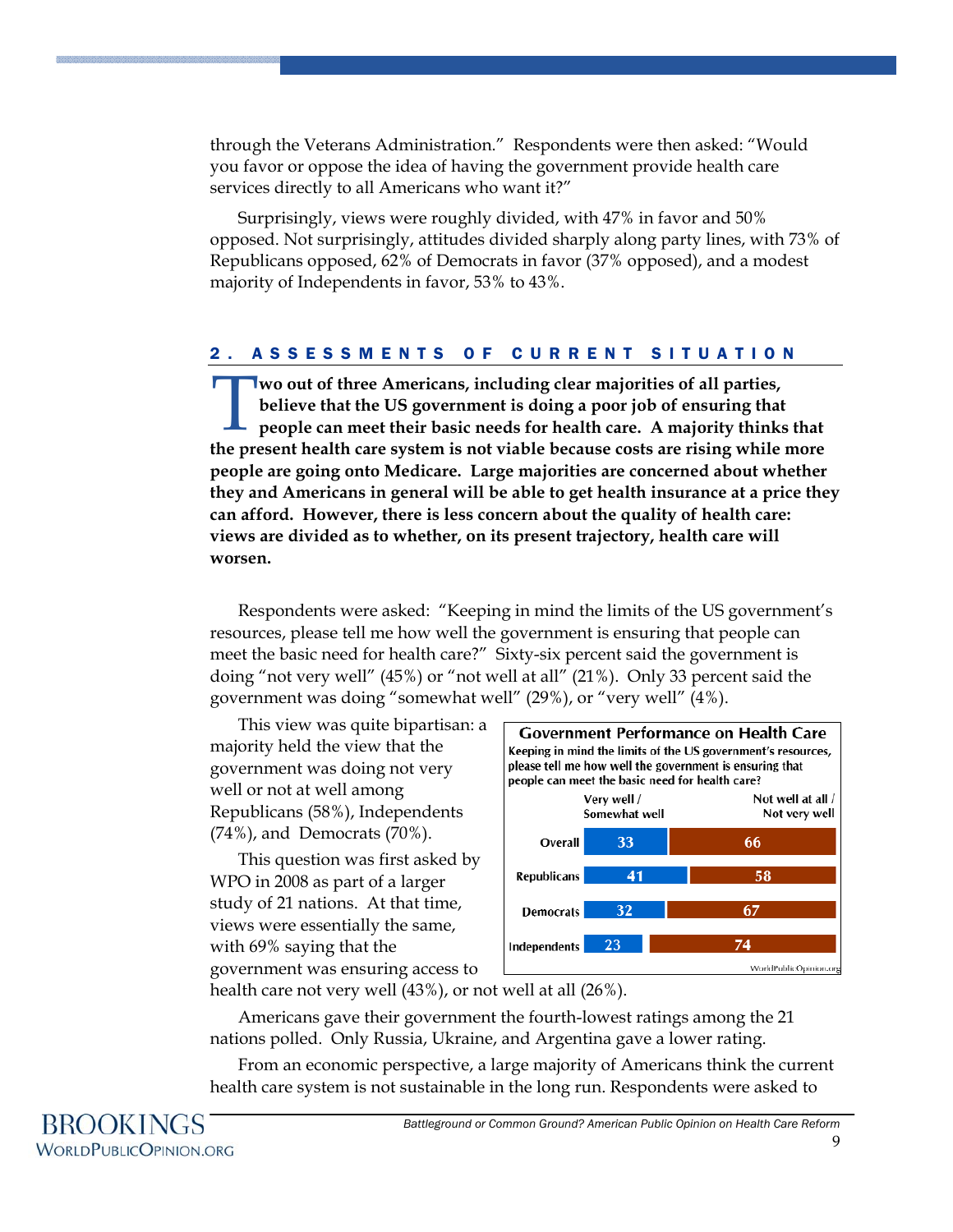through the Veterans Administration." Respondents were then asked: "Would you favor or oppose the idea of having the government provide health care services directly to all Americans who want it?"

Surprisingly, views were roughly divided, with 47% in favor and 50% opposed. Not surprisingly, attitudes divided sharply along party lines, with 73% of Republicans opposed, 62% of Democrats in favor (37% opposed), and a modest majority of Independents in favor, 53% to 43%.

## 2. ASSESSMENTS OF CURRENT SITUATION

**Two out of three Americans, including clear majorities of all parties, believe that the US government is doing a poor job of ensuring that people can meet their basic needs for health care. A majority thinks that the present health care system is not viable because costs are rising while more people are going onto Medicare. Large majorities are concerned about whether they and Americans in general will be able to get health insurance at a price they can afford. However, there is less concern about the quality of health care: views are divided as to whether, on its present trajectory, health care will worsen.**

Respondents were asked: "Keeping in mind the limits of the US government's resources, please tell me how well the government is ensuring that people can meet the basic need for health care?" Sixty-six percent said the government is doing "not very well" (45%) or "not well at all" (21%). Only 33 percent said the government was doing "somewhat well" (29%), or "very well" (4%).

This view was quite bipartisan: a majority held the view that the government was doing not very well or not at well among Republicans (58%), Independents (74%), and Democrats (70%).

This question was first asked by WPO in 2008 as part of a larger study of 21 nations. At that time, views were essentially the same, with 69% saying that the government was ensuring access to health care not very well (43%), or not well at all (26%).

**Government Performance on Health Care**

Keeping in mind the limits of the US government's resources, please tell me how well the government is ensuring that people can meet the basic need for health care?

| | Very well / Somewhat well | Not well at all / Not very well |
|---|---|---|
| Overall | 33 | 66 |
| Republicans | 41 | 58 |
| Democrats | 32 | 67 |
| Independents | 23 | 74 |

WorldPublicOpinion.org

Americans gave their government the fourth-lowest ratings among the 21 nations polled. Only Russia, Ukraine, and Argentina gave a lower rating.

From an economic perspective, a large majority of Americans think the current health care system is not sustainable in the long run. Respondents were asked to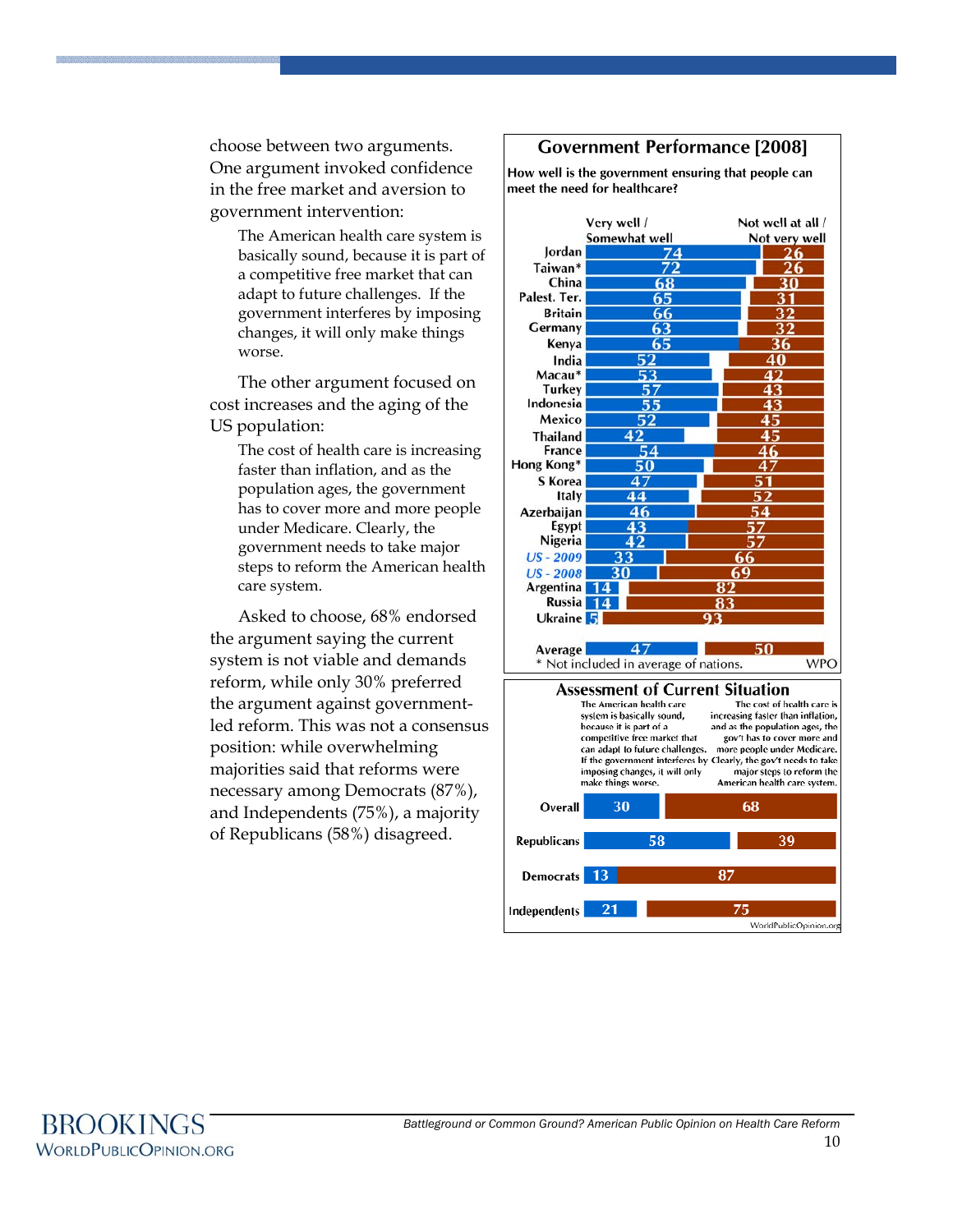choose between two arguments. One argument invoked confidence in the free market and aversion to government intervention:

> The American health care system is basically sound, because it is part of a competitive free market that can adapt to future challenges. If the government interferes by imposing changes, it will only make things worse.

The other argument focused on cost increases and the aging of the US population:

> The cost of health care is increasing faster than inflation, and as the population ages, the government has to cover more and more people under Medicare. Clearly, the government needs to take major steps to reform the American health care system.

Asked to choose, 68% endorsed the argument saying the current system is not viable and demands reform, while only 30% preferred the argument against government-led reform. This was not a consensus position: while overwhelming majorities said that reforms were necessary among Democrats (87%), and Independents (75%), a majority of Republicans (58%) disagreed.

**Government Performance [2008]**

How well is the government ensuring that people can meet the need for healthcare?

| | Very well / Somewhat well | Not well at all / Not very well |
|---|---|---|
| Jordan | 74 | 26 |
| Taiwan* | 72 | 26 |
| China | 68 | 30 |
| Palest. Ter. | 65 | 31 |
| Britain | 66 | 32 |
| Germany | 63 | 32 |
| Kenya | 65 | 36 |
| India | 52 | 40 |
| Macau* | 53 | 42 |
| Turkey | 57 | 43 |
| Indonesia | 55 | 43 |
| Mexico | 52 | 45 |
| Thailand | 42 | 45 |
| France | 54 | 46 |
| Hong Kong* | 50 | 47 |
| S Korea | 47 | 51 |
| Italy | 44 | 52 |
| Azerbaijan | 46 | 54 |
| Egypt | 43 | 57 |
| Nigeria | 42 | 57 |
| *US - 2009* | 33 | 66 |
| *US - 2008* | 30 | 69 |
| Argentina | 14 | 82 |
| Russia | 14 | 83 |
| Ukraine | 5 | 93 |
| Average | 47 | 50 |

\* Not included in average of nations. WPO

**Assessment of Current Situation**

| | The American health care system is basically sound, because it is part of a competitive free market that can adapt to future challenges. If the government interferes by imposing changes, it will only make things worse. | The cost of health care is increasing faster than inflation, and as the population ages, the gov't has to cover more and more people under Medicare. Clearly, the gov't needs to take major steps to reform the American health care system. |
|---|---|---|
| Overall | 30 | 68 |
| Republicans | 58 | 39 |
| Democrats | 13 | 87 |
| Independents | 21 | 75 |

WorldPublicOpinion.org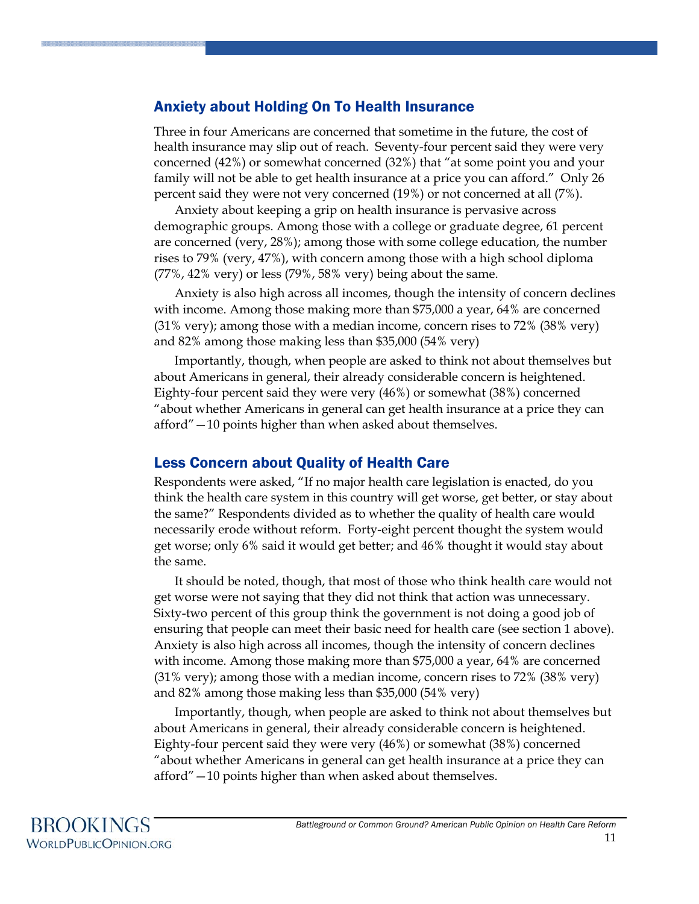## Anxiety about Holding On To Health Insurance

Three in four Americans are concerned that sometime in the future, the cost of health insurance may slip out of reach. Seventy-four percent said they were very concerned (42%) or somewhat concerned (32%) that "at some point you and your family will not be able to get health insurance at a price you can afford." Only 26 percent said they were not very concerned (19%) or not concerned at all (7%).

Anxiety about keeping a grip on health insurance is pervasive across demographic groups. Among those with a college or graduate degree, 61 percent are concerned (very, 28%); among those with some college education, the number rises to 79% (very, 47%), with concern among those with a high school diploma (77%, 42% very) or less (79%, 58% very) being about the same.

Anxiety is also high across all incomes, though the intensity of concern declines with income. Among those making more than $75,000 a year, 64% are concerned (31% very); among those with a median income, concern rises to 72% (38% very) and 82% among those making less than $35,000 (54% very)

Importantly, though, when people are asked to think not about themselves but about Americans in general, their already considerable concern is heightened. Eighty-four percent said they were very (46%) or somewhat (38%) concerned "about whether Americans in general can get health insurance at a price they can afford"—10 points higher than when asked about themselves.

## Less Concern about Quality of Health Care

Respondents were asked, "If no major health care legislation is enacted, do you think the health care system in this country will get worse, get better, or stay about the same?" Respondents divided as to whether the quality of health care would necessarily erode without reform. Forty-eight percent thought the system would get worse; only 6% said it would get better; and 46% thought it would stay about the same.

It should be noted, though, that most of those who think health care would not get worse were not saying that they did not think that action was unnecessary. Sixty-two percent of this group think the government is not doing a good job of ensuring that people can meet their basic need for health care (see section 1 above). Anxiety is also high across all incomes, though the intensity of concern declines with income. Among those making more than $75,000 a year, 64% are concerned (31% very); among those with a median income, concern rises to 72% (38% very) and 82% among those making less than $35,000 (54% very)

Importantly, though, when people are asked to think not about themselves but about Americans in general, their already considerable concern is heightened. Eighty-four percent said they were very (46%) or somewhat (38%) concerned "about whether Americans in general can get health insurance at a price they can afford"—10 points higher than when asked about themselves.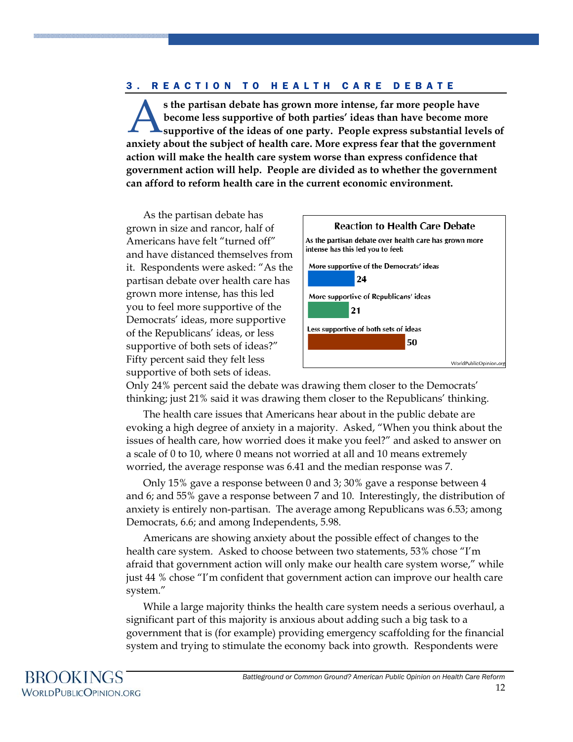## 3. REACTION TO HEALTH CARE DEBATE

**As the partisan debate has grown more intense, far more people have become less supportive of both parties' ideas than have become more supportive of the ideas of one party. People express substantial levels of anxiety about the subject of health care. More express fear that the government action will make the health care system worse than express confidence that government action will help. People are divided as to whether the government can afford to reform health care in the current economic environment.**

As the partisan debate has grown in size and rancor, half of Americans have felt "turned off" and have distanced themselves from it. Respondents were asked: "As the partisan debate over health care has grown more intense, has this led you to feel more supportive of the Democrats' ideas, more supportive of the Republicans' ideas, or less supportive of both sets of ideas?" Fifty percent said they felt less supportive of both sets of ideas. Only 24% percent said the debate was drawing them closer to the Democrats' thinking; just 21% said it was drawing them closer to the Republicans' thinking.

**Reaction to Health Care Debate**

As the partisan debate over health care has grown more intense has this led you to feel:

| Response | % |
|---|---|
| More supportive of the Democrats' ideas | 24 |
| More supportive of Republicans' ideas | 21 |
| Less supportive of both sets of ideas | 50 |

WorldPublicOpinion.org

The health care issues that Americans hear about in the public debate are evoking a high degree of anxiety in a majority. Asked, "When you think about the issues of health care, how worried does it make you feel?" and asked to answer on a scale of 0 to 10, where 0 means not worried at all and 10 means extremely worried, the average response was 6.41 and the median response was 7.

Only 15% gave a response between 0 and 3; 30% gave a response between 4 and 6; and 55% gave a response between 7 and 10. Interestingly, the distribution of anxiety is entirely non-partisan. The average among Republicans was 6.53; among Democrats, 6.6; and among Independents, 5.98.

Americans are showing anxiety about the possible effect of changes to the health care system. Asked to choose between two statements, 53% chose "I'm afraid that government action will only make our health care system worse," while just 44 % chose "I'm confident that government action can improve our health care system."

While a large majority thinks the health care system needs a serious overhaul, a significant part of this majority is anxious about adding such a big task to a government that is (for example) providing emergency scaffolding for the financial system and trying to stimulate the economy back into growth. Respondents were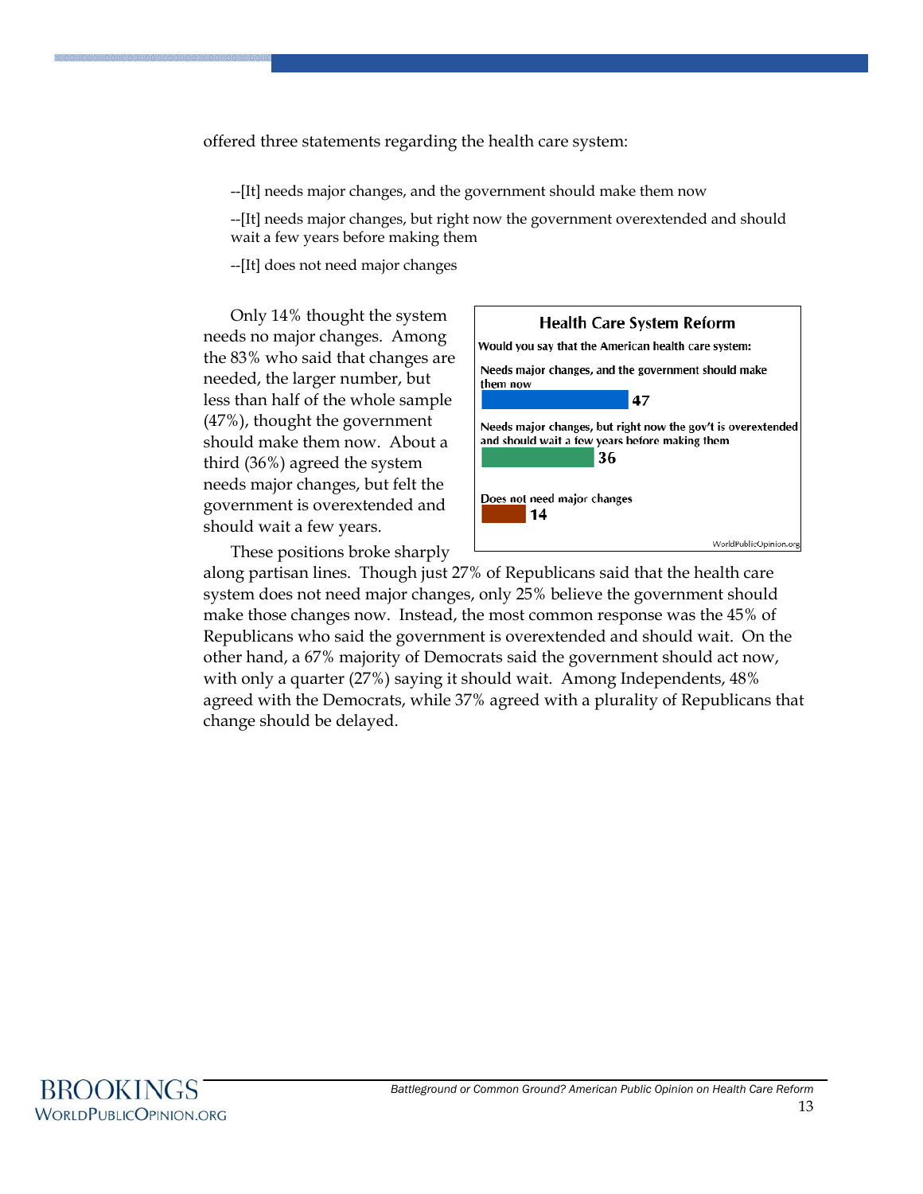offered three statements regarding the health care system:

--[It] needs major changes, and the government should make them now

--[It] needs major changes, but right now the government overextended and should wait a few years before making them

--[It] does not need major changes

Only 14% thought the system needs no major changes. Among the 83% who said that changes are needed, the larger number, but less than half of the whole sample (47%), thought the government should make them now. About a third (36%) agreed the system needs major changes, but felt the government is overextended and should wait a few years.

**Health Care System Reform**

Would you say that the American health care system:

| Response | % |
|---|---|
| Needs major changes, and the government should make them now | 47 |
| Needs major changes, but right now the gov't is overextended and should wait a few years before making them | 36 |
| Does not need major changes | 14 |

WorldPublicOpinion.org

These positions broke sharply along partisan lines. Though just 27% of Republicans said that the health care system does not need major changes, only 25% believe the government should make those changes now. Instead, the most common response was the 45% of Republicans who said the government is overextended and should wait. On the other hand, a 67% majority of Democrats said the government should act now, with only a quarter (27%) saying it should wait. Among Independents, 48% agreed with the Democrats, while 37% agreed with a plurality of Republicans that change should be delayed.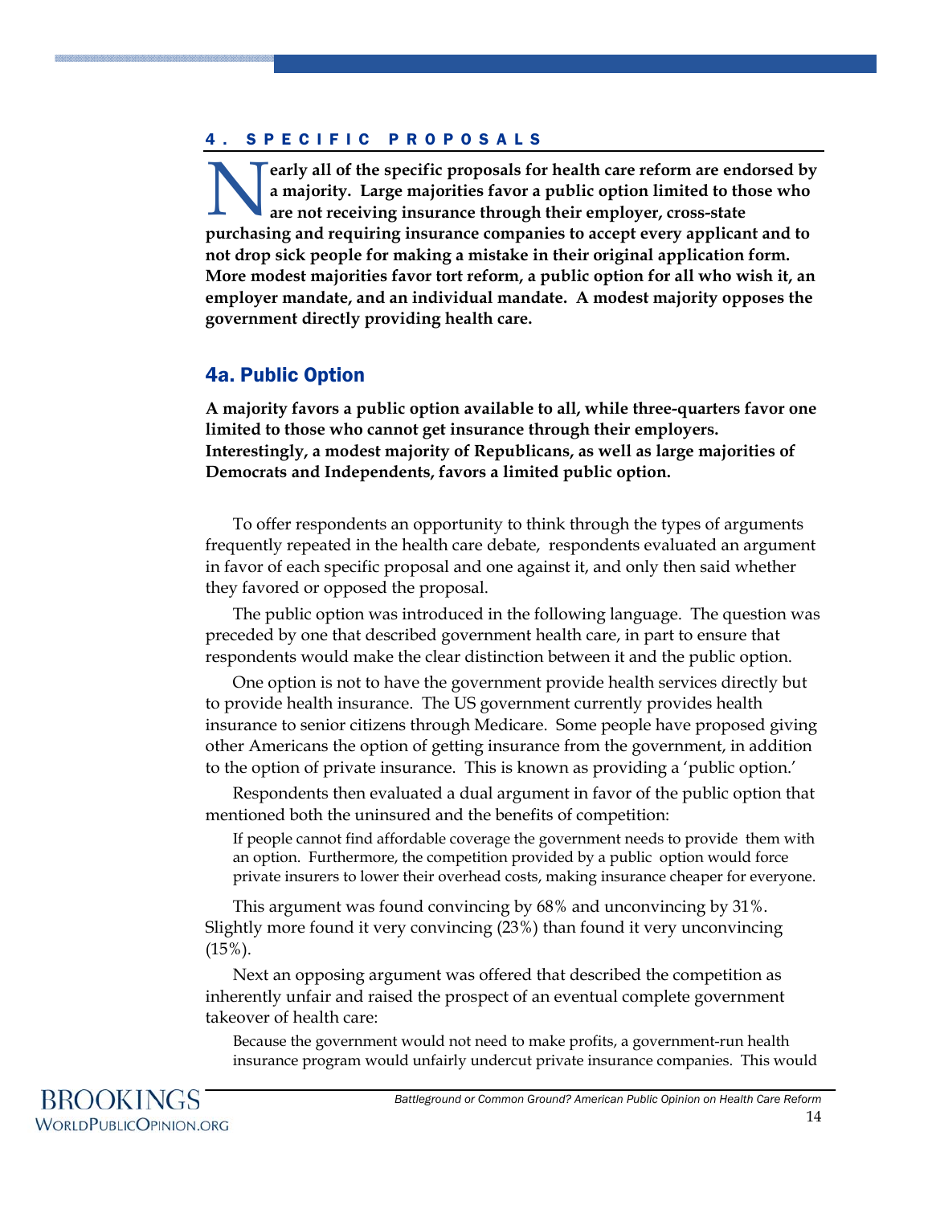## 4. SPECIFIC PROPOSALS

**Nearly all of the specific proposals for health care reform are endorsed by a majority. Large majorities favor a public option limited to those who are not receiving insurance through their employer, cross-state purchasing and requiring insurance companies to accept every applicant and to not drop sick people for making a mistake in their original application form. More modest majorities favor tort reform, a public option for all who wish it, an employer mandate, and an individual mandate. A modest majority opposes the government directly providing health care.**

### 4a. Public Option

**A majority favors a public option available to all, while three-quarters favor one limited to those who cannot get insurance through their employers. Interestingly, a modest majority of Republicans, as well as large majorities of Democrats and Independents, favors a limited public option.**

To offer respondents an opportunity to think through the types of arguments frequently repeated in the health care debate, respondents evaluated an argument in favor of each specific proposal and one against it, and only then said whether they favored or opposed the proposal.

The public option was introduced in the following language. The question was preceded by one that described government health care, in part to ensure that respondents would make the clear distinction between it and the public option.

One option is not to have the government provide health services directly but to provide health insurance. The US government currently provides health insurance to senior citizens through Medicare. Some people have proposed giving other Americans the option of getting insurance from the government, in addition to the option of private insurance. This is known as providing a 'public option.'

Respondents then evaluated a dual argument in favor of the public option that mentioned both the uninsured and the benefits of competition:

> If people cannot find affordable coverage the government needs to provide them with an option. Furthermore, the competition provided by a public option would force private insurers to lower their overhead costs, making insurance cheaper for everyone.

This argument was found convincing by 68% and unconvincing by 31%. Slightly more found it very convincing (23%) than found it very unconvincing (15%).

Next an opposing argument was offered that described the competition as inherently unfair and raised the prospect of an eventual complete government takeover of health care:

> Because the government would not need to make profits, a government-run health insurance program would unfairly undercut private insurance companies. This would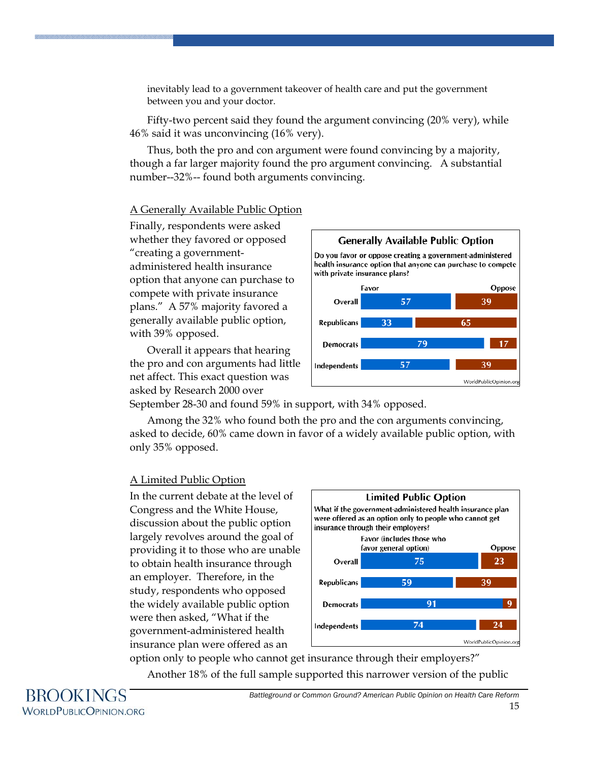inevitably lead to a government takeover of health care and put the government between you and your doctor.

Fifty-two percent said they found the argument convincing (20% very), while 46% said it was unconvincing (16% very).

Thus, both the pro and con argument were found convincing by a majority, though a far larger majority found the pro argument convincing. A substantial number--32%-- found both arguments convincing.

## A Generally Available Public Option

Finally, respondents were asked whether they favored or opposed "creating a government-administered health insurance option that anyone can purchase to compete with private insurance plans." A 57% majority favored a generally available public option, with 39% opposed.

**Generally Available Public Option**

Do you favor or oppose creating a government-administered health insurance option that anyone can purchase to compete with private insurance plans?

| | Favor | Oppose |
|---|---|---|
| Overall | 57 | 39 |
| Republicans | 33 | 65 |
| Democrats | 79 | 17 |
| Independents | 57 | 39 |

WorldPublicOpinion.org

Overall it appears that hearing the pro and con arguments had little net affect. This exact question was asked by Research 2000 over September 28-30 and found 59% in support, with 34% opposed.

Among the 32% who found both the pro and the con arguments convincing, asked to decide, 60% came down in favor of a widely available public option, with only 35% opposed.

## A Limited Public Option

In the current debate at the level of Congress and the White House, discussion about the public option largely revolves around the goal of providing it to those who are unable to obtain health insurance through an employer. Therefore, in the study, respondents who opposed the widely available public option were then asked, "What if the government-administered health insurance plan were offered as an option only to people who cannot get insurance through their employers?"

**Limited Public Option**

What if the government-administered health insurance plan were offered as an option only to people who cannot get insurance through their employers?

| | Favor (includes those who favor general option) | Oppose |
|---|---|---|
| Overall | 75 | 23 |
| Republicans | 59 | 39 |
| Democrats | 91 | 9 |
| Independents | 74 | 24 |

WorldPublicOpinion.org

Another 18% of the full sample supported this narrower version of the public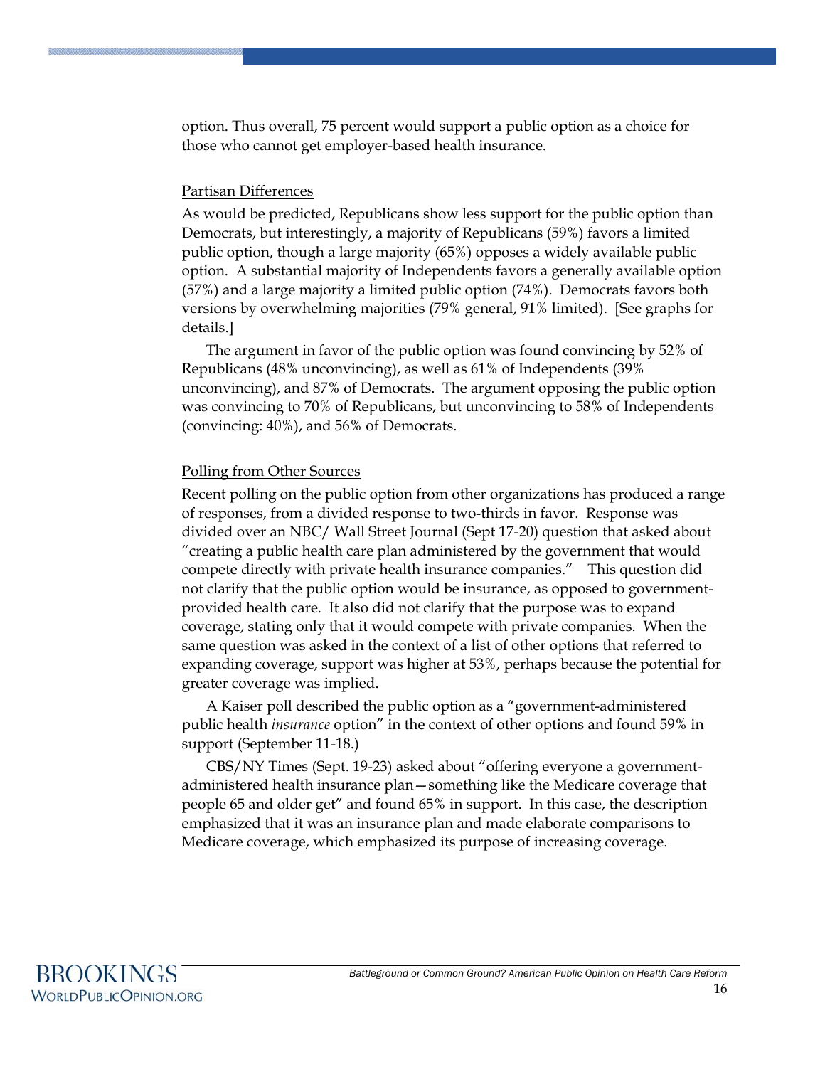option. Thus overall, 75 percent would support a public option as a choice for those who cannot get employer-based health insurance.

Partisan Differences

As would be predicted, Republicans show less support for the public option than Democrats, but interestingly, a majority of Republicans (59%) favors a limited public option, though a large majority (65%) opposes a widely available public option. A substantial majority of Independents favors a generally available option (57%) and a large majority a limited public option (74%). Democrats favors both versions by overwhelming majorities (79% general, 91% limited). [See graphs for details.]

The argument in favor of the public option was found convincing by 52% of Republicans (48% unconvincing), as well as 61% of Independents (39% unconvincing), and 87% of Democrats. The argument opposing the public option was convincing to 70% of Republicans, but unconvincing to 58% of Independents (convincing: 40%), and 56% of Democrats.

Polling from Other Sources

Recent polling on the public option from other organizations has produced a range of responses, from a divided response to two-thirds in favor. Response was divided over an NBC/ Wall Street Journal (Sept 17-20) question that asked about "creating a public health care plan administered by the government that would compete directly with private health insurance companies." This question did not clarify that the public option would be insurance, as opposed to government-provided health care. It also did not clarify that the purpose was to expand coverage, stating only that it would compete with private companies. When the same question was asked in the context of a list of other options that referred to expanding coverage, support was higher at 53%, perhaps because the potential for greater coverage was implied.

A Kaiser poll described the public option as a "government-administered public health *insurance* option" in the context of other options and found 59% in support (September 11-18.)

CBS/NY Times (Sept. 19-23) asked about "offering everyone a government-administered health insurance plan—something like the Medicare coverage that people 65 and older get" and found 65% in support. In this case, the description emphasized that it was an insurance plan and made elaborate comparisons to Medicare coverage, which emphasized its purpose of increasing coverage.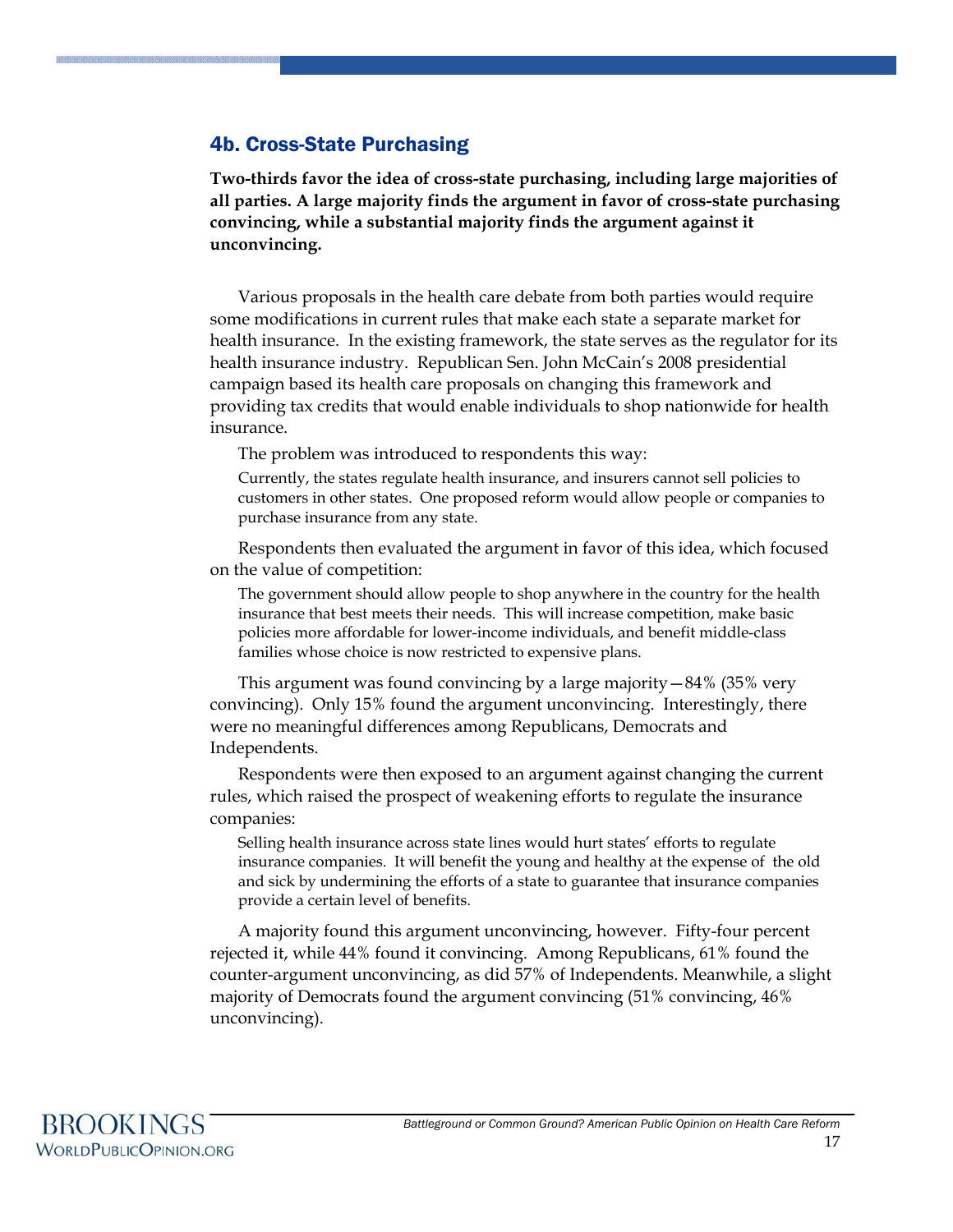## 4b. Cross-State Purchasing

**Two-thirds favor the idea of cross-state purchasing, including large majorities of all parties. A large majority finds the argument in favor of cross-state purchasing convincing, while a substantial majority finds the argument against it unconvincing.**

Various proposals in the health care debate from both parties would require some modifications in current rules that make each state a separate market for health insurance. In the existing framework, the state serves as the regulator for its health insurance industry. Republican Sen. John McCain's 2008 presidential campaign based its health care proposals on changing this framework and providing tax credits that would enable individuals to shop nationwide for health insurance.

The problem was introduced to respondents this way:

> Currently, the states regulate health insurance, and insurers cannot sell policies to customers in other states. One proposed reform would allow people or companies to purchase insurance from any state.

Respondents then evaluated the argument in favor of this idea, which focused on the value of competition:

> The government should allow people to shop anywhere in the country for the health insurance that best meets their needs. This will increase competition, make basic policies more affordable for lower-income individuals, and benefit middle-class families whose choice is now restricted to expensive plans.

This argument was found convincing by a large majority—84% (35% very convincing). Only 15% found the argument unconvincing. Interestingly, there were no meaningful differences among Republicans, Democrats and Independents.

Respondents were then exposed to an argument against changing the current rules, which raised the prospect of weakening efforts to regulate the insurance companies:

> Selling health insurance across state lines would hurt states' efforts to regulate insurance companies. It will benefit the young and healthy at the expense of the old and sick by undermining the efforts of a state to guarantee that insurance companies provide a certain level of benefits.

A majority found this argument unconvincing, however. Fifty-four percent rejected it, while 44% found it convincing. Among Republicans, 61% found the counter-argument unconvincing, as did 57% of Independents. Meanwhile, a slight majority of Democrats found the argument convincing (51% convincing, 46% unconvincing).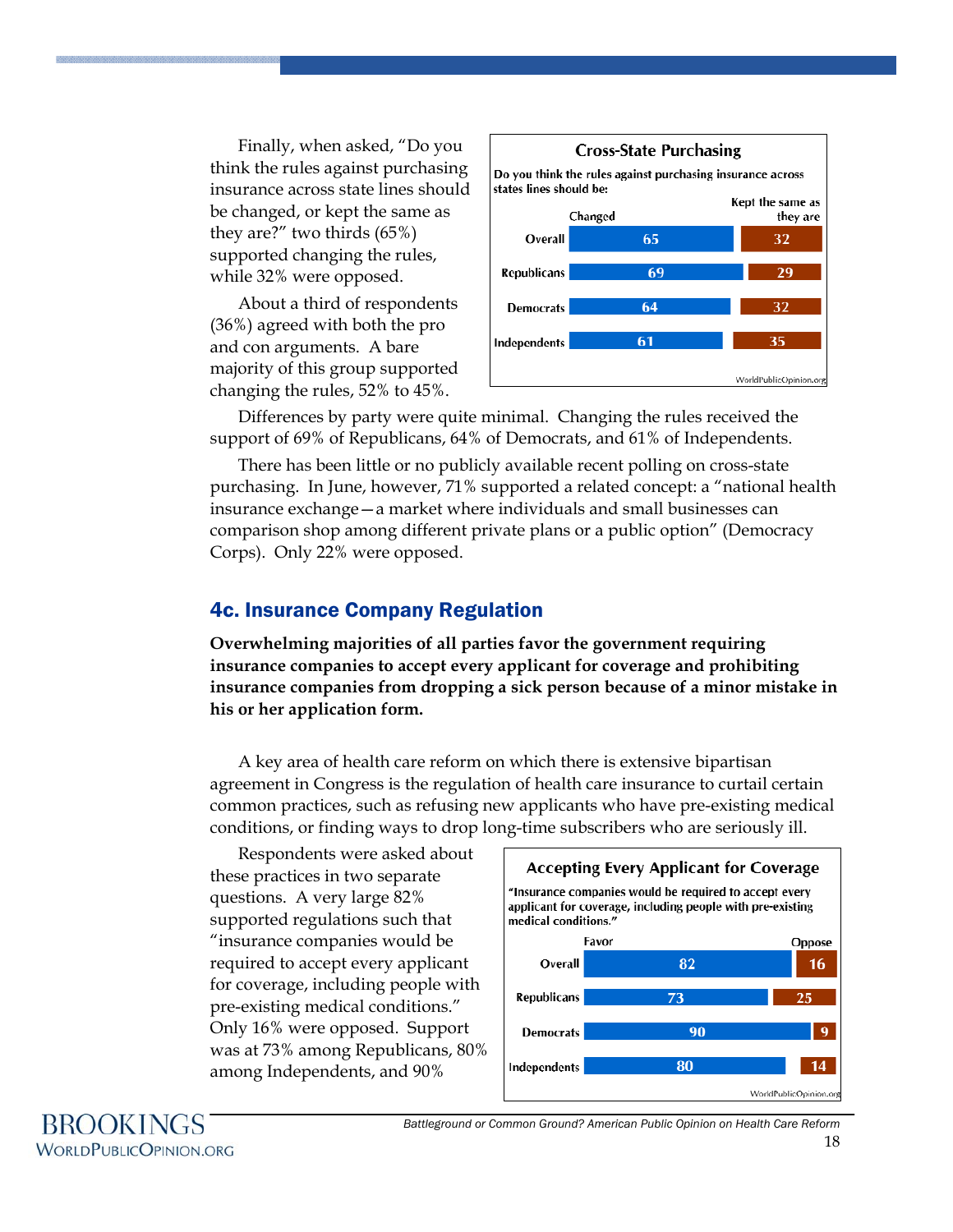Finally, when asked, "Do you think the rules against purchasing insurance across state lines should be changed, or kept the same as they are?" two thirds (65%) supported changing the rules, while 32% were opposed.

About a third of respondents (36%) agreed with both the pro and con arguments. A bare majority of this group supported changing the rules, 52% to 45%.

**Cross-State Purchasing**

Do you think the rules against purchasing insurance across states lines should be:

| | Changed | Kept the same as they are |
|---|---|---|
| Overall | 65 | 32 |
| Republicans | 69 | 29 |
| Democrats | 64 | 32 |
| Independents | 61 | 35 |

WorldPublicOpinion.org

Differences by party were quite minimal. Changing the rules received the support of 69% of Republicans, 64% of Democrats, and 61% of Independents.

There has been little or no publicly available recent polling on cross-state purchasing. In June, however, 71% supported a related concept: a "national health insurance exchange—a market where individuals and small businesses can comparison shop among different private plans or a public option" (Democracy Corps). Only 22% were opposed.

## 4c. Insurance Company Regulation

**Overwhelming majorities of all parties favor the government requiring insurance companies to accept every applicant for coverage and prohibiting insurance companies from dropping a sick person because of a minor mistake in his or her application form.**

A key area of health care reform on which there is extensive bipartisan agreement in Congress is the regulation of health care insurance to curtail certain common practices, such as refusing new applicants who have pre-existing medical conditions, or finding ways to drop long-time subscribers who are seriously ill.

Respondents were asked about these practices in two separate questions. A very large 82% supported regulations such that "insurance companies would be required to accept every applicant for coverage, including people with pre-existing medical conditions." Only 16% were opposed. Support was at 73% among Republicans, 80% among Independents, and 90%

**Accepting Every Applicant for Coverage**

"Insurance companies would be required to accept every applicant for coverage, including people with pre-existing medical conditions."

| | Favor | Oppose |
|---|---|---|
| Overall | 82 | 16 |
| Republicans | 73 | 25 |
| Democrats | 90 | 9 |
| Independents | 80 | 14 |

WorldPublicOpinion.org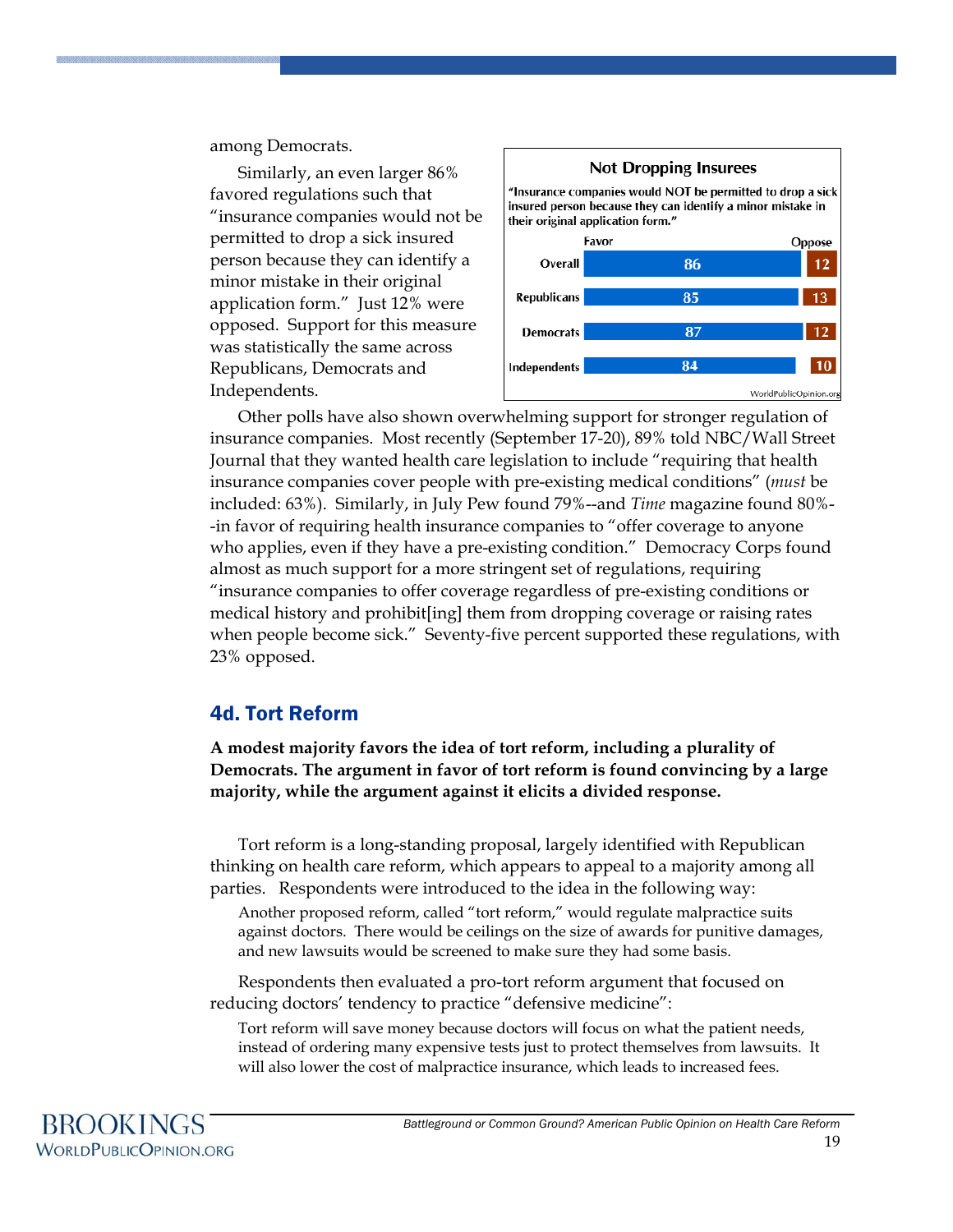among Democrats.

Similarly, an even larger 86% favored regulations such that "insurance companies would not be permitted to drop a sick insured person because they can identify a minor mistake in their original application form." Just 12% were opposed. Support for this measure was statistically the same across Republicans, Democrats and Independents.

**Not Dropping Insurees**

"Insurance companies would NOT be permitted to drop a sick insured person because they can identify a minor mistake in their original application form."

| | Favor | Oppose |
|---|---|---|
| Overall | 86 | 12 |
| Republicans | 85 | 13 |
| Democrats | 87 | 12 |
| Independents | 84 | 10 |

WorldPublicOpinion.org

Other polls have also shown overwhelming support for stronger regulation of insurance companies. Most recently (September 17-20), 89% told NBC/Wall Street Journal that they wanted health care legislation to include "requiring that health insurance companies cover people with pre-existing medical conditions" (*must* be included: 63%). Similarly, in July Pew found 79%--and *Time* magazine found 80%--in favor of requiring health insurance companies to "offer coverage to anyone who applies, even if they have a pre-existing condition." Democracy Corps found almost as much support for a more stringent set of regulations, requiring "insurance companies to offer coverage regardless of pre-existing conditions or medical history and prohibit[ing] them from dropping coverage or raising rates when people become sick." Seventy-five percent supported these regulations, with 23% opposed.

## 4d. Tort Reform

**A modest majority favors the idea of tort reform, including a plurality of Democrats. The argument in favor of tort reform is found convincing by a large majority, while the argument against it elicits a divided response.**

Tort reform is a long-standing proposal, largely identified with Republican thinking on health care reform, which appears to appeal to a majority among all parties. Respondents were introduced to the idea in the following way:

> Another proposed reform, called "tort reform," would regulate malpractice suits against doctors. There would be ceilings on the size of awards for punitive damages, and new lawsuits would be screened to make sure they had some basis.

Respondents then evaluated a pro-tort reform argument that focused on reducing doctors' tendency to practice "defensive medicine":

> Tort reform will save money because doctors will focus on what the patient needs, instead of ordering many expensive tests just to protect themselves from lawsuits. It will also lower the cost of malpractice insurance, which leads to increased fees.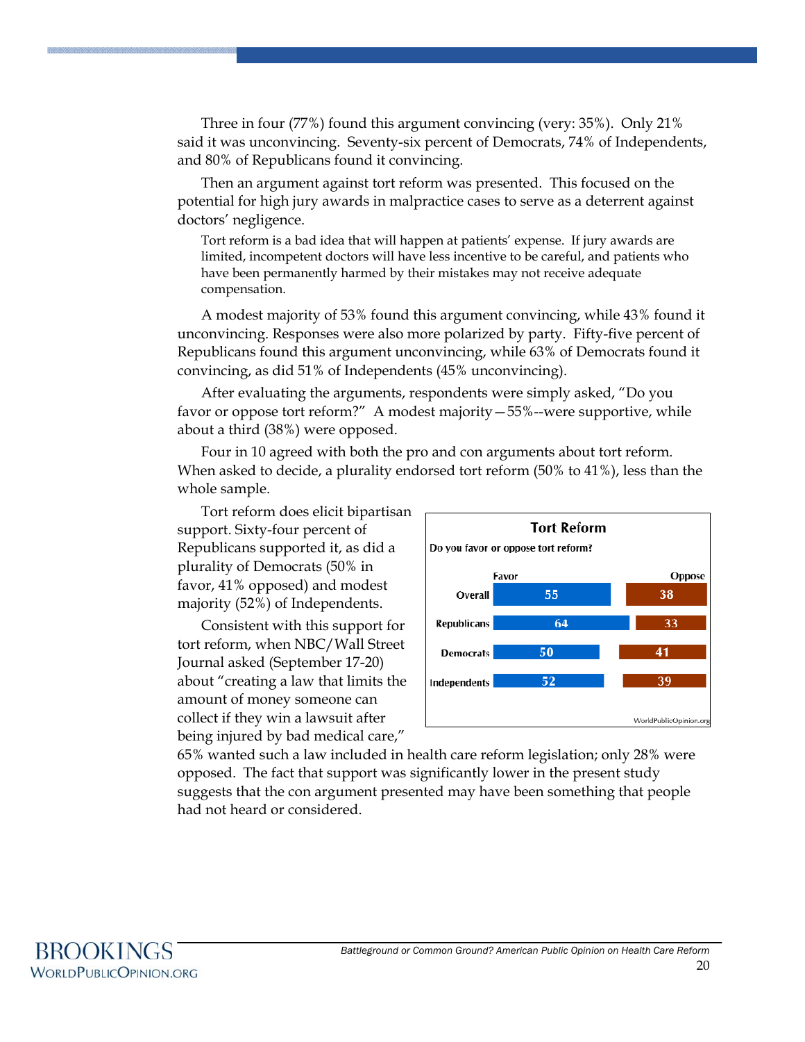Three in four (77%) found this argument convincing (very: 35%). Only 21% said it was unconvincing. Seventy-six percent of Democrats, 74% of Independents, and 80% of Republicans found it convincing.

Then an argument against tort reform was presented. This focused on the potential for high jury awards in malpractice cases to serve as a deterrent against doctors' negligence.

> Tort reform is a bad idea that will happen at patients' expense. If jury awards are limited, incompetent doctors will have less incentive to be careful, and patients who have been permanently harmed by their mistakes may not receive adequate compensation.

A modest majority of 53% found this argument convincing, while 43% found it unconvincing. Responses were also more polarized by party. Fifty-five percent of Republicans found this argument unconvincing, while 63% of Democrats found it convincing, as did 51% of Independents (45% unconvincing).

After evaluating the arguments, respondents were simply asked, "Do you favor or oppose tort reform?" A modest majority—55%--were supportive, while about a third (38%) were opposed.

Four in 10 agreed with both the pro and con arguments about tort reform. When asked to decide, a plurality endorsed tort reform (50% to 41%), less than the whole sample.

Tort reform does elicit bipartisan support. Sixty-four percent of Republicans supported it, as did a plurality of Democrats (50% in favor, 41% opposed) and modest majority (52%) of Independents.

**Tort Reform**

Do you favor or oppose tort reform?

| | Favor | Oppose |
|---|---|---|
| Overall | 55 | 38 |
| Republicans | 64 | 33 |
| Democrats | 50 | 41 |
| Independents | 52 | 39 |

WorldPublicOpinion.org

Consistent with this support for tort reform, when NBC/Wall Street Journal asked (September 17-20) about "creating a law that limits the amount of money someone can collect if they win a lawsuit after being injured by bad medical care," 65% wanted such a law included in health care reform legislation; only 28% were opposed. The fact that support was significantly lower in the present study suggests that the con argument presented may have been something that people had not heard or considered.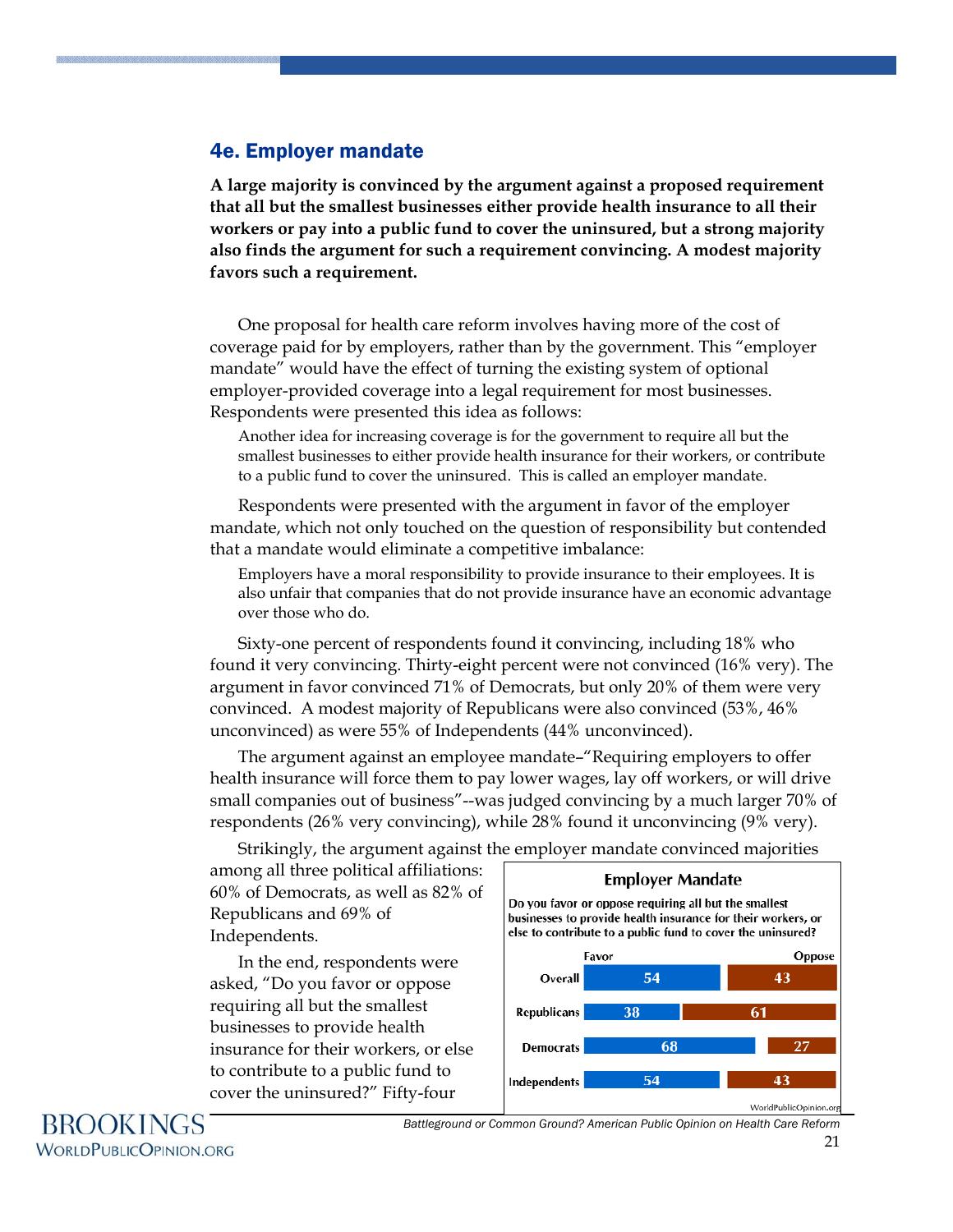## 4e. Employer mandate

**A large majority is convinced by the argument against a proposed requirement that all but the smallest businesses either provide health insurance to all their workers or pay into a public fund to cover the uninsured, but a strong majority also finds the argument for such a requirement convincing. A modest majority favors such a requirement.**

One proposal for health care reform involves having more of the cost of coverage paid for by employers, rather than by the government. This "employer mandate" would have the effect of turning the existing system of optional employer-provided coverage into a legal requirement for most businesses. Respondents were presented this idea as follows:

> Another idea for increasing coverage is for the government to require all but the smallest businesses to either provide health insurance for their workers, or contribute to a public fund to cover the uninsured. This is called an employer mandate.

Respondents were presented with the argument in favor of the employer mandate, which not only touched on the question of responsibility but contended that a mandate would eliminate a competitive imbalance:

> Employers have a moral responsibility to provide insurance to their employees. It is also unfair that companies that do not provide insurance have an economic advantage over those who do.

Sixty-one percent of respondents found it convincing, including 18% who found it very convincing. Thirty-eight percent were not convinced (16% very). The argument in favor convinced 71% of Democrats, but only 20% of them were very convinced. A modest majority of Republicans were also convinced (53%, 46% unconvinced) as were 55% of Independents (44% unconvinced).

The argument against an employee mandate–"Requiring employers to offer health insurance will force them to pay lower wages, lay off workers, or will drive small companies out of business"--was judged convincing by a much larger 70% of respondents (26% very convincing), while 28% found it unconvincing (9% very).

Strikingly, the argument against the employer mandate convinced majorities among all three political affiliations: 60% of Democrats, as well as 82% of Republicans and 69% of Independents.

In the end, respondents were asked, "Do you favor or oppose requiring all but the smallest businesses to provide health insurance for their workers, or else to contribute to a public fund to cover the uninsured?" Fifty-four

**Employer Mandate**

Do you favor or oppose requiring all but the smallest businesses to provide health insurance for their workers, or else to contribute to a public fund to cover the uninsured?

| | Favor | Oppose |
|---|---|---|
| Overall | 54 | 43 |
| Republicans | 38 | 61 |
| Democrats | 68 | 27 |
| Independents | 54 | 43 |

WorldPublicOpinion.org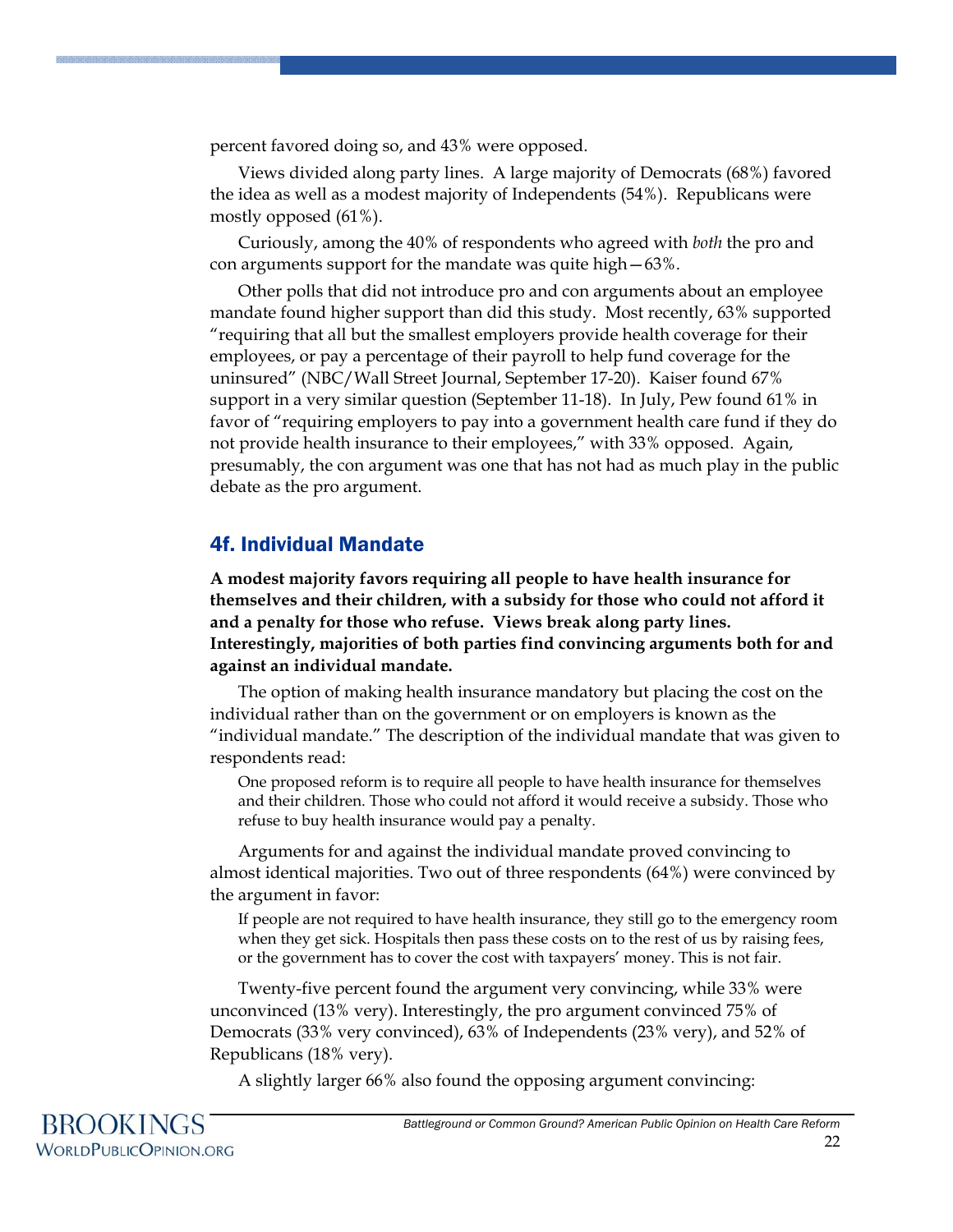percent favored doing so, and 43% were opposed.

Views divided along party lines. A large majority of Democrats (68%) favored the idea as well as a modest majority of Independents (54%). Republicans were mostly opposed (61%).

Curiously, among the 40% of respondents who agreed with *both* the pro and con arguments support for the mandate was quite high—63%.

Other polls that did not introduce pro and con arguments about an employee mandate found higher support than did this study. Most recently, 63% supported "requiring that all but the smallest employers provide health coverage for their employees, or pay a percentage of their payroll to help fund coverage for the uninsured" (NBC/Wall Street Journal, September 17-20). Kaiser found 67% support in a very similar question (September 11-18). In July, Pew found 61% in favor of "requiring employers to pay into a government health care fund if they do not provide health insurance to their employees," with 33% opposed. Again, presumably, the con argument was one that has not had as much play in the public debate as the pro argument.

## 4f. Individual Mandate

**A modest majority favors requiring all people to have health insurance for themselves and their children, with a subsidy for those who could not afford it and a penalty for those who refuse. Views break along party lines. Interestingly, majorities of both parties find convincing arguments both for and against an individual mandate.**

The option of making health insurance mandatory but placing the cost on the individual rather than on the government or on employers is known as the "individual mandate." The description of the individual mandate that was given to respondents read:

> One proposed reform is to require all people to have health insurance for themselves and their children. Those who could not afford it would receive a subsidy. Those who refuse to buy health insurance would pay a penalty.

Arguments for and against the individual mandate proved convincing to almost identical majorities. Two out of three respondents (64%) were convinced by the argument in favor:

> If people are not required to have health insurance, they still go to the emergency room when they get sick. Hospitals then pass these costs on to the rest of us by raising fees, or the government has to cover the cost with taxpayers' money. This is not fair.

Twenty-five percent found the argument very convincing, while 33% were unconvinced (13% very). Interestingly, the pro argument convinced 75% of Democrats (33% very convinced), 63% of Independents (23% very), and 52% of Republicans (18% very).

A slightly larger 66% also found the opposing argument convincing: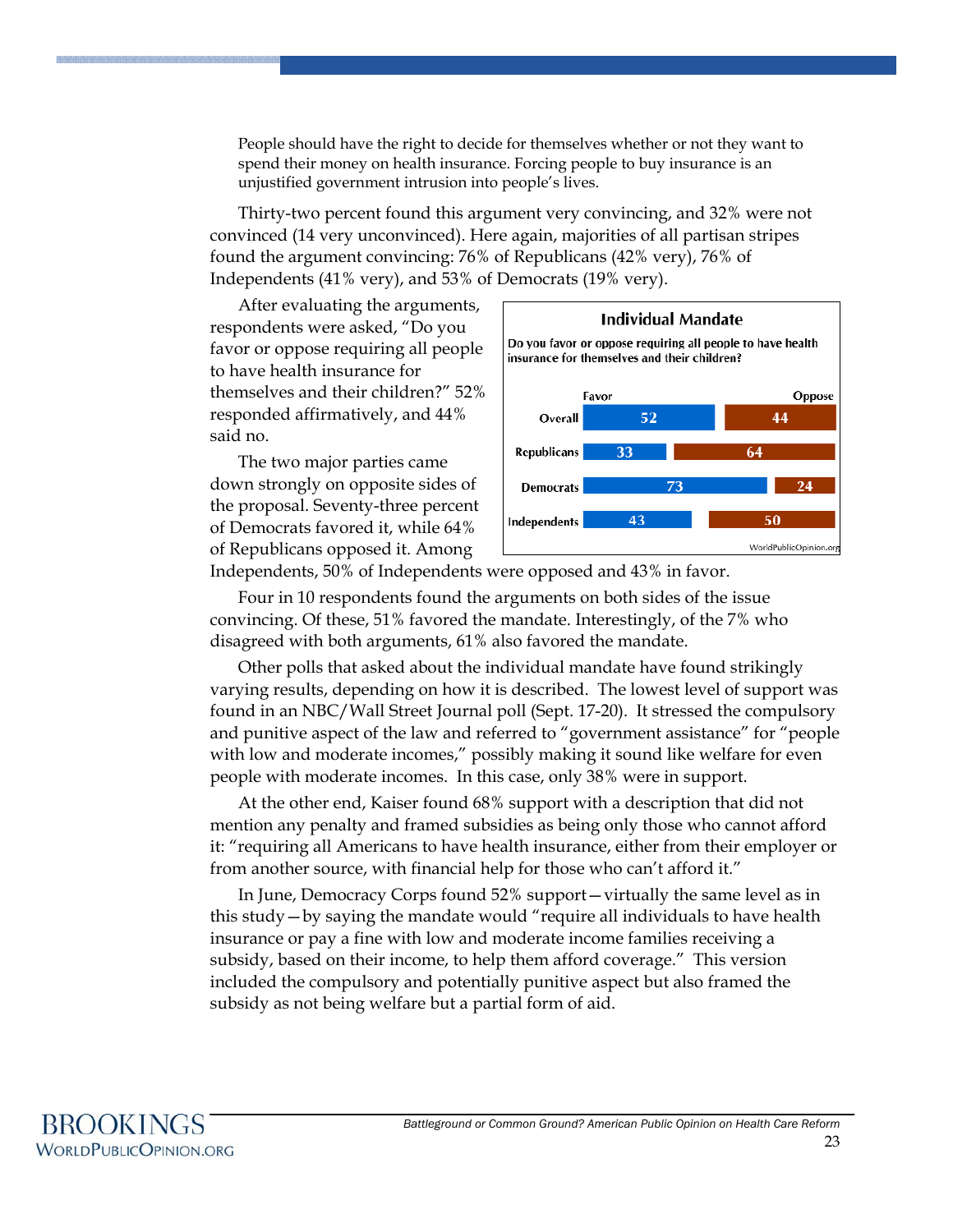People should have the right to decide for themselves whether or not they want to spend their money on health insurance. Forcing people to buy insurance is an unjustified government intrusion into people's lives.

Thirty-two percent found this argument very convincing, and 32% were not convinced (14 very unconvinced). Here again, majorities of all partisan stripes found the argument convincing: 76% of Republicans (42% very), 76% of Independents (41% very), and 53% of Democrats (19% very).

After evaluating the arguments, respondents were asked, "Do you favor or oppose requiring all people to have health insurance for themselves and their children?" 52% responded affirmatively, and 44% said no.

**Individual Mandate**

Do you favor or oppose requiring all people to have health insurance for themselves and their children?

| | Favor | Oppose |
|---|---|---|
| Overall | 52 | 44 |
| Republicans | 33 | 64 |
| Democrats | 73 | 24 |
| Independents | 43 | 50 |

WorldPublicOpinion.org

The two major parties came down strongly on opposite sides of the proposal. Seventy-three percent of Democrats favored it, while 64% of Republicans opposed it. Among Independents, 50% of Independents were opposed and 43% in favor.

Four in 10 respondents found the arguments on both sides of the issue convincing. Of these, 51% favored the mandate. Interestingly, of the 7% who disagreed with both arguments, 61% also favored the mandate.

Other polls that asked about the individual mandate have found strikingly varying results, depending on how it is described. The lowest level of support was found in an NBC/Wall Street Journal poll (Sept. 17-20). It stressed the compulsory and punitive aspect of the law and referred to "government assistance" for "people with low and moderate incomes," possibly making it sound like welfare for even people with moderate incomes. In this case, only 38% were in support.

At the other end, Kaiser found 68% support with a description that did not mention any penalty and framed subsidies as being only those who cannot afford it: "requiring all Americans to have health insurance, either from their employer or from another source, with financial help for those who can't afford it."

In June, Democracy Corps found 52% support—virtually the same level as in this study—by saying the mandate would "require all individuals to have health insurance or pay a fine with low and moderate income families receiving a subsidy, based on their income, to help them afford coverage." This version included the compulsory and potentially punitive aspect but also framed the subsidy as not being welfare but a partial form of aid.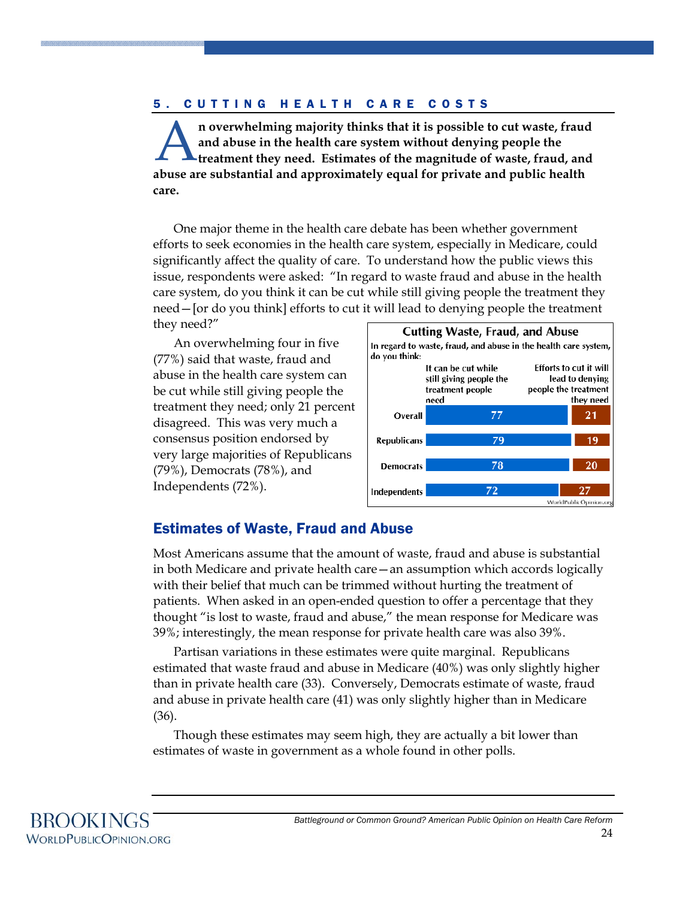## 5. CUTTING HEALTH CARE COSTS

**An overwhelming majority thinks that it is possible to cut waste, fraud and abuse in the health care system without denying people the treatment they need. Estimates of the magnitude of waste, fraud, and abuse are substantial and approximately equal for private and public health care.**

One major theme in the health care debate has been whether government efforts to seek economies in the health care system, especially in Medicare, could significantly affect the quality of care. To understand how the public views this issue, respondents were asked: "In regard to waste fraud and abuse in the health care system, do you think it can be cut while still giving people the treatment they need—[or do you think] efforts to cut it will lead to denying people the treatment they need?"

An overwhelming four in five (77%) said that waste, fraud and abuse in the health care system can be cut while still giving people the treatment they need; only 21 percent disagreed. This was very much a consensus position endorsed by very large majorities of Republicans (79%), Democrats (78%), and Independents (72%).

**Cutting Waste, Fraud, and Abuse**

In regard to waste, fraud, and abuse in the health care system, do you think:

| | It can be cut while still giving people the treatment people need | Efforts to cut it will lead to denying people the treatment they need |
|---|---|---|
| Overall | 77 | 21 |
| Republicans | 79 | 19 |
| Democrats | 78 | 20 |
| Independents | 72 | 27 |

WorldPublicOpinion.org

## Estimates of Waste, Fraud and Abuse

Most Americans assume that the amount of waste, fraud and abuse is substantial in both Medicare and private health care—an assumption which accords logically with their belief that much can be trimmed without hurting the treatment of patients. When asked in an open-ended question to offer a percentage that they thought "is lost to waste, fraud and abuse," the mean response for Medicare was 39%; interestingly, the mean response for private health care was also 39%.

Partisan variations in these estimates were quite marginal. Republicans estimated that waste fraud and abuse in Medicare (40%) was only slightly higher than in private health care (33). Conversely, Democrats estimate of waste, fraud and abuse in private health care (41) was only slightly higher than in Medicare (36).

Though these estimates may seem high, they are actually a bit lower than estimates of waste in government as a whole found in other polls.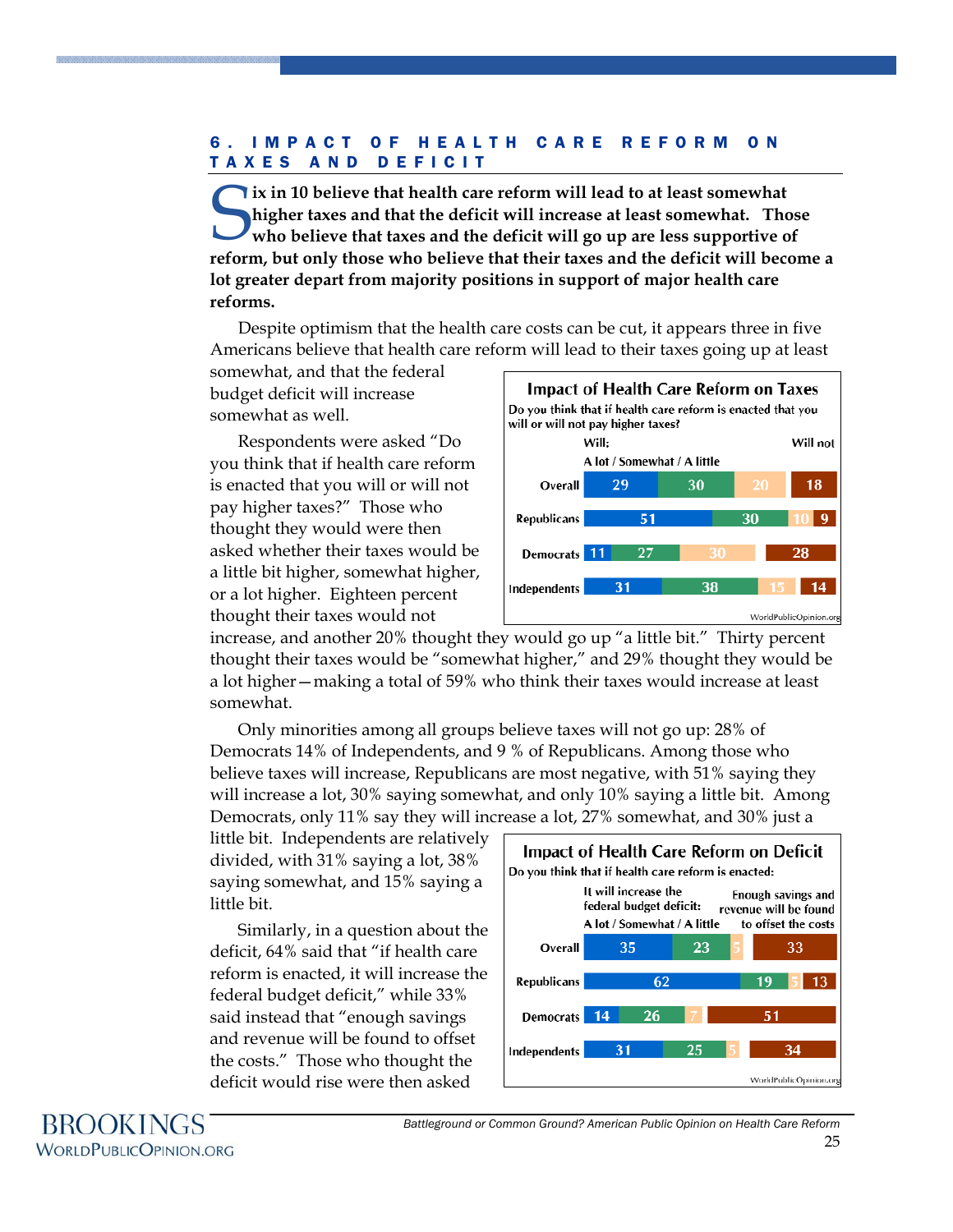## 6. IMPACT OF HEALTH CARE REFORM ON TAXES AND DEFICIT

**Six in 10 believe that health care reform will lead to at least somewhat higher taxes and that the deficit will increase at least somewhat. Those who believe that taxes and the deficit will go up are less supportive of reform, but only those who believe that their taxes and the deficit will become a lot greater depart from majority positions in support of major health care reforms.**

Despite optimism that the health care costs can be cut, it appears three in five Americans believe that health care reform will lead to their taxes going up at least somewhat, and that the federal budget deficit will increase somewhat as well.

Respondents were asked "Do you think that if health care reform is enacted that you will or will not pay higher taxes?" Those who thought they would were then asked whether their taxes would be a little bit higher, somewhat higher, or a lot higher. Eighteen percent thought their taxes would not increase, and another 20% thought they would go up "a little bit." Thirty percent thought their taxes would be "somewhat higher," and 29% thought they would be a lot higher—making a total of 59% who think their taxes would increase at least somewhat.

**Impact of Health Care Reform on Taxes**

Do you think that if health care reform is enacted that you will or will not pay higher taxes?

| | Will: A lot | Will: Somewhat | Will: A little | Will not |
|---|---|---|---|---|
| Overall | 29 | 30 | 20 | 18 |
| Republicans | 51 | 30 | 10 | 9 |
| Democrats | 11 | 27 | 30 | 28 |
| Independents | 31 | 38 | 15 | 14 |

WorldPublicOpinion.org

Only minorities among all groups believe taxes will not go up: 28% of Democrats 14% of Independents, and 9 % of Republicans. Among those who believe taxes will increase, Republicans are most negative, with 51% saying they will increase a lot, 30% saying somewhat, and only 10% saying a little bit. Among Democrats, only 11% say they will increase a lot, 27% somewhat, and 30% just a little bit. Independents are relatively divided, with 31% saying a lot, 38% saying somewhat, and 15% saying a little bit.

Similarly, in a question about the deficit, 64% said that "if health care reform is enacted, it will increase the federal budget deficit," while 33% said instead that "enough savings and revenue will be found to offset the costs." Those who thought the deficit would rise were then asked

**Impact of Health Care Reform on Deficit**

Do you think that if health care reform is enacted:

| | It will increase the federal budget deficit: A lot | Somewhat | A little | Enough savings and revenue will be found to offset the costs |
|---|---|---|---|---|
| Overall | 35 | 23 | 5 | 33 |
| Republicans | 62 | 19 | 5 | 13 |
| Democrats | 14 | 26 | 7 | 51 |
| Independents | 31 | 25 | 5 | 34 |

WorldPublicOpinion.org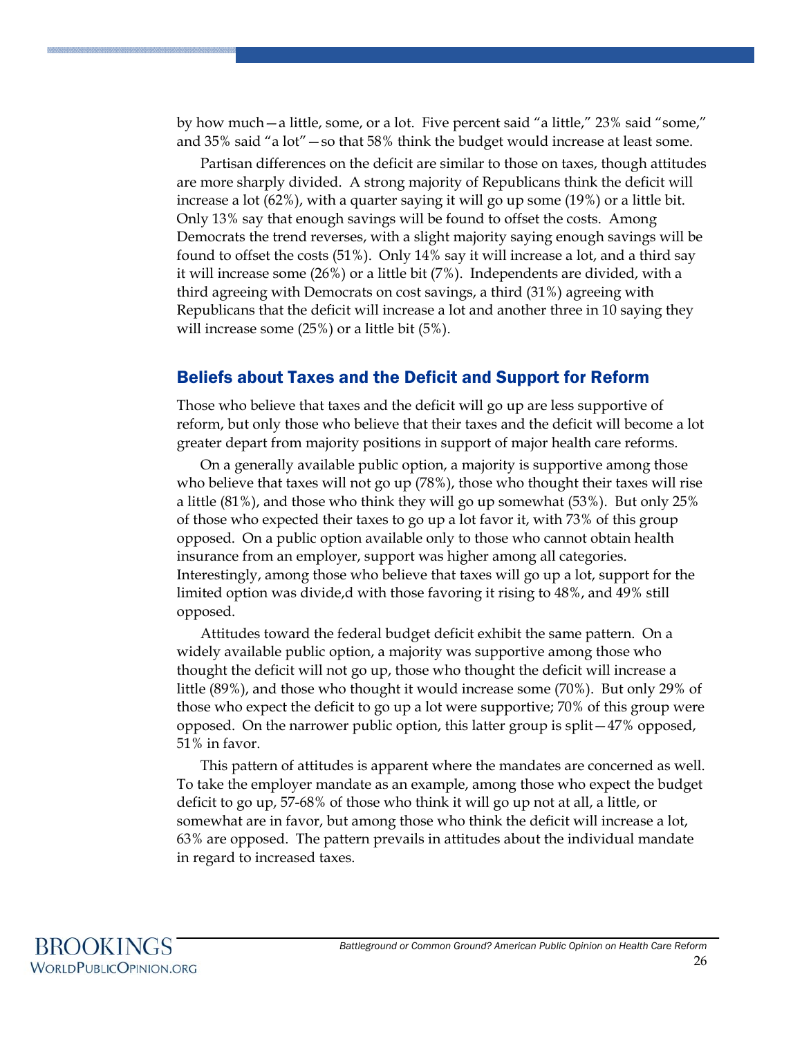by how much—a little, some, or a lot. Five percent said "a little," 23% said "some," and 35% said "a lot"—so that 58% think the budget would increase at least some.

Partisan differences on the deficit are similar to those on taxes, though attitudes are more sharply divided. A strong majority of Republicans think the deficit will increase a lot (62%), with a quarter saying it will go up some (19%) or a little bit. Only 13% say that enough savings will be found to offset the costs. Among Democrats the trend reverses, with a slight majority saying enough savings will be found to offset the costs (51%). Only 14% say it will increase a lot, and a third say it will increase some (26%) or a little bit (7%). Independents are divided, with a third agreeing with Democrats on cost savings, a third (31%) agreeing with Republicans that the deficit will increase a lot and another three in 10 saying they will increase some (25%) or a little bit (5%).

## Beliefs about Taxes and the Deficit and Support for Reform

Those who believe that taxes and the deficit will go up are less supportive of reform, but only those who believe that their taxes and the deficit will become a lot greater depart from majority positions in support of major health care reforms.

On a generally available public option, a majority is supportive among those who believe that taxes will not go up (78%), those who thought their taxes will rise a little (81%), and those who think they will go up somewhat (53%). But only 25% of those who expected their taxes to go up a lot favor it, with 73% of this group opposed. On a public option available only to those who cannot obtain health insurance from an employer, support was higher among all categories. Interestingly, among those who believe that taxes will go up a lot, support for the limited option was divide,d with those favoring it rising to 48%, and 49% still opposed.

Attitudes toward the federal budget deficit exhibit the same pattern. On a widely available public option, a majority was supportive among those who thought the deficit will not go up, those who thought the deficit will increase a little (89%), and those who thought it would increase some (70%). But only 29% of those who expect the deficit to go up a lot were supportive; 70% of this group were opposed. On the narrower public option, this latter group is split—47% opposed, 51% in favor.

This pattern of attitudes is apparent where the mandates are concerned as well. To take the employer mandate as an example, among those who expect the budget deficit to go up, 57-68% of those who think it will go up not at all, a little, or somewhat are in favor, but among those who think the deficit will increase a lot, 63% are opposed. The pattern prevails in attitudes about the individual mandate in regard to increased taxes.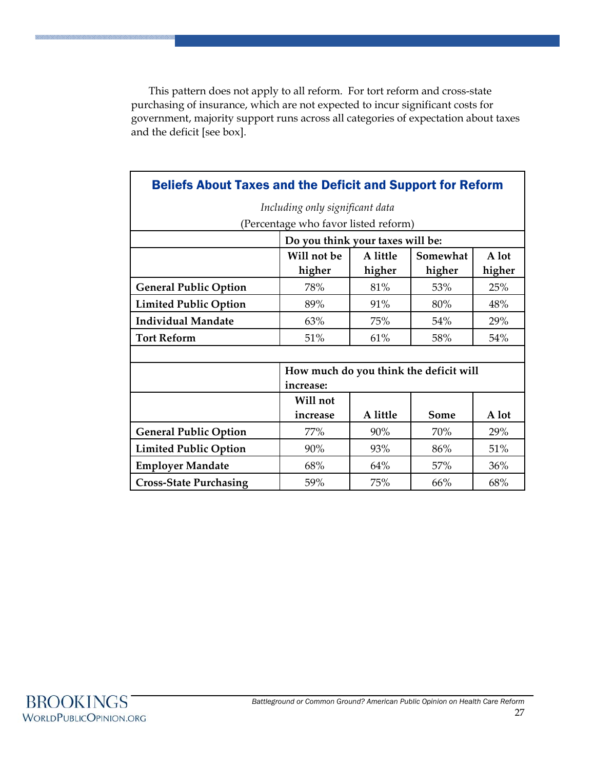This pattern does not apply to all reform. For tort reform and cross-state purchasing of insurance, which are not expected to incur significant costs for government, majority support runs across all categories of expectation about taxes and the deficit [see box].

### Beliefs About Taxes and the Deficit and Support for Reform

*Including only significant data*

(Percentage who favor listed reform)

| | **Do you think your taxes will be:** | | | |
|---|---|---|---|---|
| | **Will not be higher** | **A little higher** | **Somewhat higher** | **A lot higher** |
| **General Public Option** | 78% | 81% | 53% | 25% |
| **Limited Public Option** | 89% | 91% | 80% | 48% |
| **Individual Mandate** | 63% | 75% | 54% | 29% |
| **Tort Reform** | 51% | 61% | 58% | 54% |
| | | | | |
| | **How much do you think the deficit will increase:** | | | |
| | **Will not increase** | **A little** | **Some** | **A lot** |
| **General Public Option** | 77% | 90% | 70% | 29% |
| **Limited Public Option** | 90% | 93% | 86% | 51% |
| **Employer Mandate** | 68% | 64% | 57% | 36% |
| **Cross-State Purchasing** | 59% | 75% | 66% | 68% |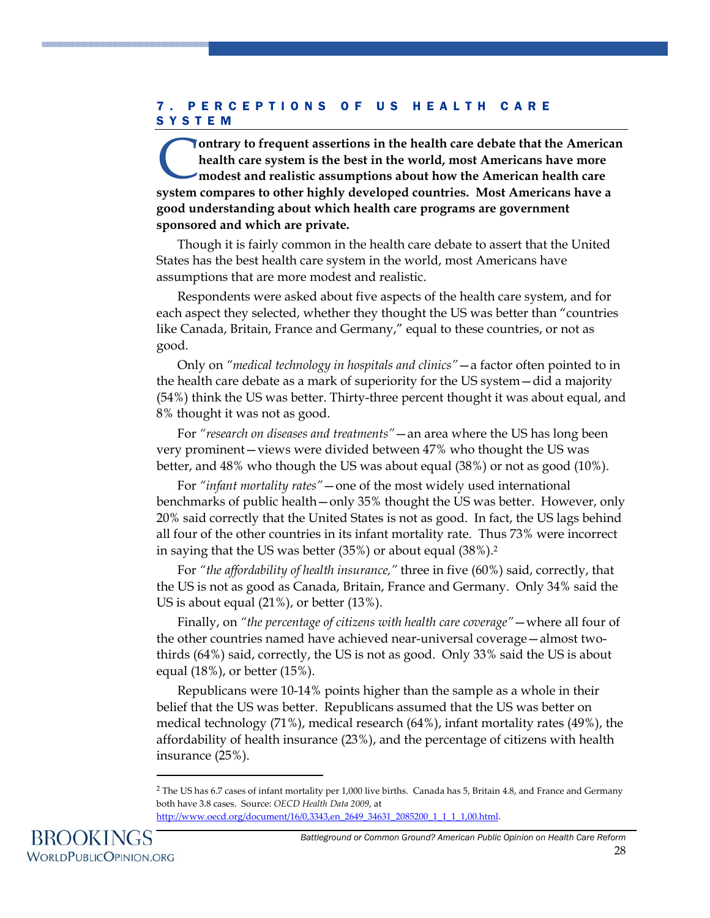## 7. PERCEPTIONS OF US HEALTH CARE SYSTEM

**Contrary to frequent assertions in the health care debate that the American health care system is the best in the world, most Americans have more modest and realistic assumptions about how the American health care system compares to other highly developed countries. Most Americans have a good understanding about which health care programs are government sponsored and which are private.**

Though it is fairly common in the health care debate to assert that the United States has the best health care system in the world, most Americans have assumptions that are more modest and realistic.

Respondents were asked about five aspects of the health care system, and for each aspect they selected, whether they thought the US was better than "countries like Canada, Britain, France and Germany," equal to these countries, or not as good.

Only on *"medical technology in hospitals and clinics"*—a factor often pointed to in the health care debate as a mark of superiority for the US system—did a majority (54%) think the US was better. Thirty-three percent thought it was about equal, and 8% thought it was not as good.

For *"research on diseases and treatments"*—an area where the US has long been very prominent—views were divided between 47% who thought the US was better, and 48% who though the US was about equal (38%) or not as good (10%).

For *"infant mortality rates"*—one of the most widely used international benchmarks of public health—only 35% thought the US was better. However, only 20% said correctly that the United States is not as good. In fact, the US lags behind all four of the other countries in its infant mortality rate. Thus 73% were incorrect in saying that the US was better (35%) or about equal (38%).[2]

For *"the affordability of health insurance,"* three in five (60%) said, correctly, that the US is not as good as Canada, Britain, France and Germany. Only 34% said the US is about equal (21%), or better (13%).

Finally, on *"the percentage of citizens with health care coverage"*—where all four of the other countries named have achieved near-universal coverage—almost two-thirds (64%) said, correctly, the US is not as good. Only 33% said the US is about equal (18%), or better (15%).

Republicans were 10-14% points higher than the sample as a whole in their belief that the US was better. Republicans assumed that the US was better on medical technology (71%), medical research (64%), infant mortality rates (49%), the affordability of health insurance (23%), and the percentage of citizens with health insurance (25%).

---

[2] The US has 6.7 cases of infant mortality per 1,000 live births. Canada has 5, Britain 4.8, and France and Germany both have 3.8 cases. Source: *OECD Health Data 2009*, at http://www.oecd.org/document/16/0,3343,en_2649_34631_2085200_1_1_1_1,00.html.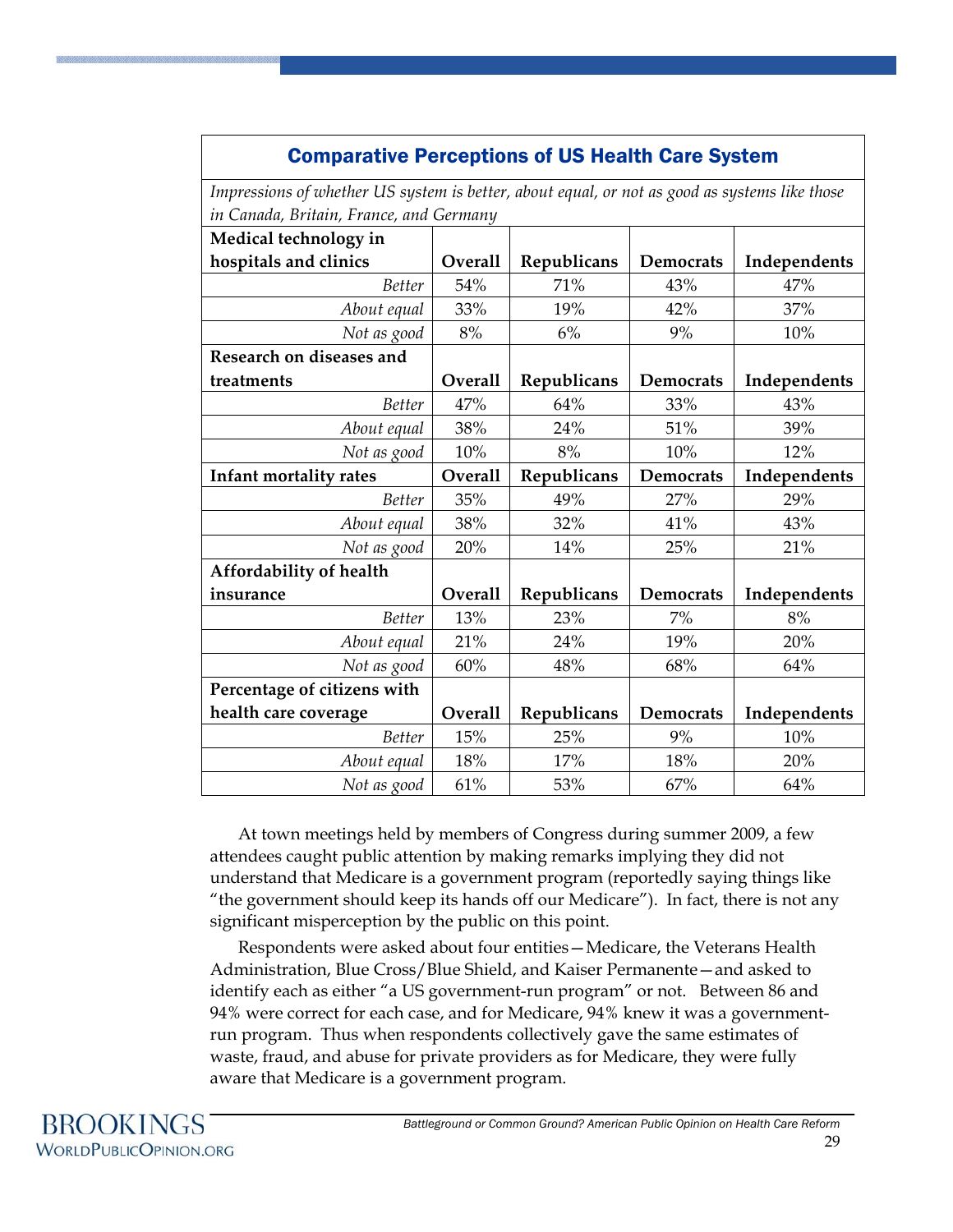### Comparative Perceptions of US Health Care System

*Impressions of whether US system is better, about equal, or not as good as systems like those in Canada, Britain, France, and Germany*

| **Medical technology in hospitals and clinics** | **Overall** | **Republicans** | **Democrats** | **Independents** |
|---|---|---|---|---|
| *Better* | 54% | 71% | 43% | 47% |
| *About equal* | 33% | 19% | 42% | 37% |
| *Not as good* | 8% | 6% | 9% | 10% |
| **Research on diseases and treatments** | **Overall** | **Republicans** | **Democrats** | **Independents** |
| *Better* | 47% | 64% | 33% | 43% |
| *About equal* | 38% | 24% | 51% | 39% |
| *Not as good* | 10% | 8% | 10% | 12% |
| **Infant mortality rates** | **Overall** | **Republicans** | **Democrats** | **Independents** |
| *Better* | 35% | 49% | 27% | 29% |
| *About equal* | 38% | 32% | 41% | 43% |
| *Not as good* | 20% | 14% | 25% | 21% |
| **Affordability of health insurance** | **Overall** | **Republicans** | **Democrats** | **Independents** |
| *Better* | 13% | 23% | 7% | 8% |
| *About equal* | 21% | 24% | 19% | 20% |
| *Not as good* | 60% | 48% | 68% | 64% |
| **Percentage of citizens with health care coverage** | **Overall** | **Republicans** | **Democrats** | **Independents** |
| *Better* | 15% | 25% | 9% | 10% |
| *About equal* | 18% | 17% | 18% | 20% |
| *Not as good* | 61% | 53% | 67% | 64% |

At town meetings held by members of Congress during summer 2009, a few attendees caught public attention by making remarks implying they did not understand that Medicare is a government program (reportedly saying things like "the government should keep its hands off our Medicare"). In fact, there is not any significant misperception by the public on this point.

Respondents were asked about four entities—Medicare, the Veterans Health Administration, Blue Cross/Blue Shield, and Kaiser Permanente—and asked to identify each as either "a US government-run program" or not. Between 86 and 94% were correct for each case, and for Medicare, 94% knew it was a government-run program. Thus when respondents collectively gave the same estimates of waste, fraud, and abuse for private providers as for Medicare, they were fully aware that Medicare is a government program.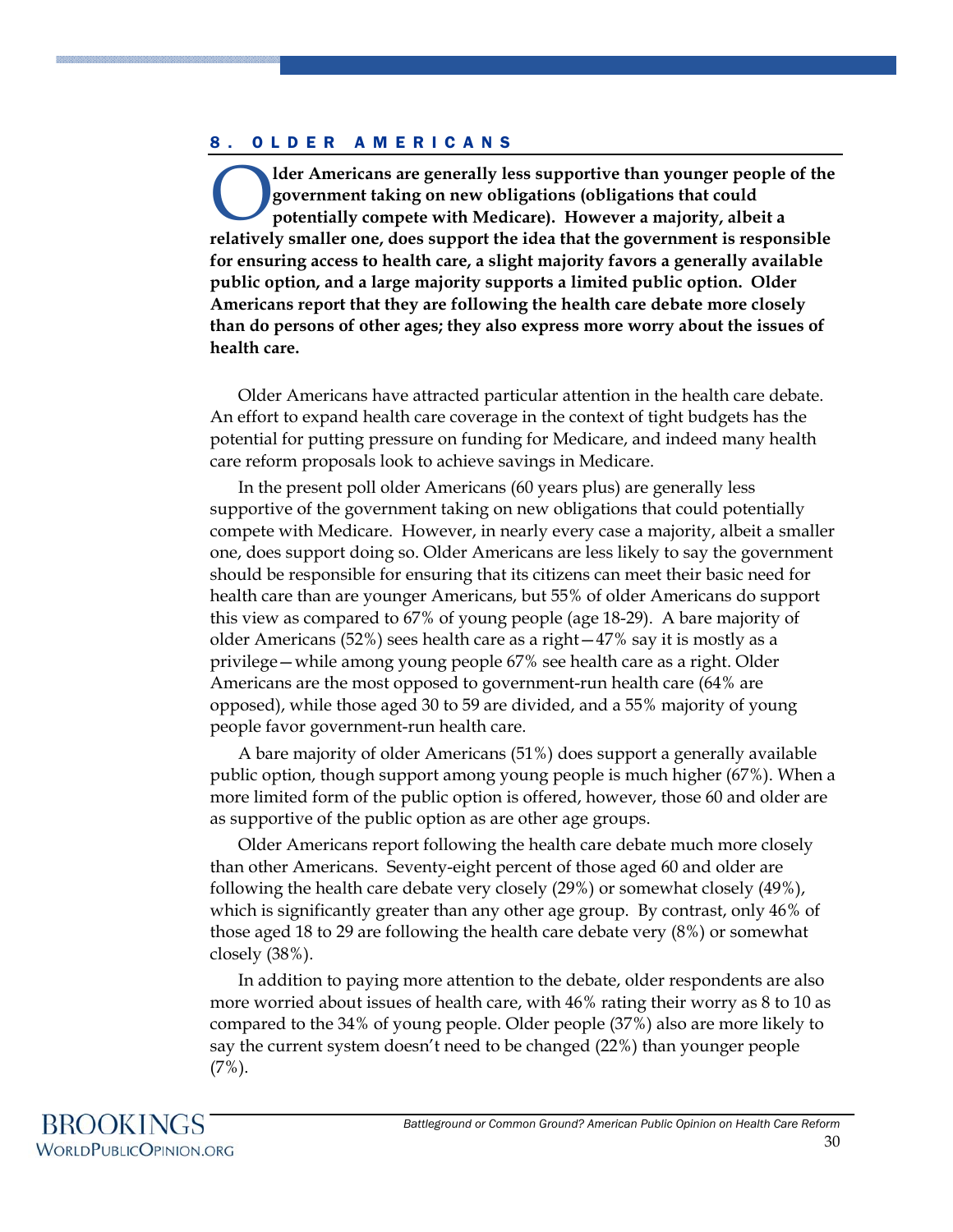## 8. OLDER AMERICANS

**Older Americans are generally less supportive than younger people of the government taking on new obligations (obligations that could potentially compete with Medicare). However a majority, albeit a relatively smaller one, does support the idea that the government is responsible for ensuring access to health care, a slight majority favors a generally available public option, and a large majority supports a limited public option. Older Americans report that they are following the health care debate more closely than do persons of other ages; they also express more worry about the issues of health care.**

Older Americans have attracted particular attention in the health care debate. An effort to expand health care coverage in the context of tight budgets has the potential for putting pressure on funding for Medicare, and indeed many health care reform proposals look to achieve savings in Medicare.

In the present poll older Americans (60 years plus) are generally less supportive of the government taking on new obligations that could potentially compete with Medicare. However, in nearly every case a majority, albeit a smaller one, does support doing so. Older Americans are less likely to say the government should be responsible for ensuring that its citizens can meet their basic need for health care than are younger Americans, but 55% of older Americans do support this view as compared to 67% of young people (age 18-29). A bare majority of older Americans (52%) sees health care as a right—47% say it is mostly as a privilege—while among young people 67% see health care as a right. Older Americans are the most opposed to government-run health care (64% are opposed), while those aged 30 to 59 are divided, and a 55% majority of young people favor government-run health care.

A bare majority of older Americans (51%) does support a generally available public option, though support among young people is much higher (67%). When a more limited form of the public option is offered, however, those 60 and older are as supportive of the public option as are other age groups.

Older Americans report following the health care debate much more closely than other Americans. Seventy-eight percent of those aged 60 and older are following the health care debate very closely (29%) or somewhat closely (49%), which is significantly greater than any other age group. By contrast, only 46% of those aged 18 to 29 are following the health care debate very (8%) or somewhat closely (38%).

In addition to paying more attention to the debate, older respondents are also more worried about issues of health care, with 46% rating their worry as 8 to 10 as compared to the 34% of young people. Older people (37%) also are more likely to say the current system doesn't need to be changed (22%) than younger people (7%).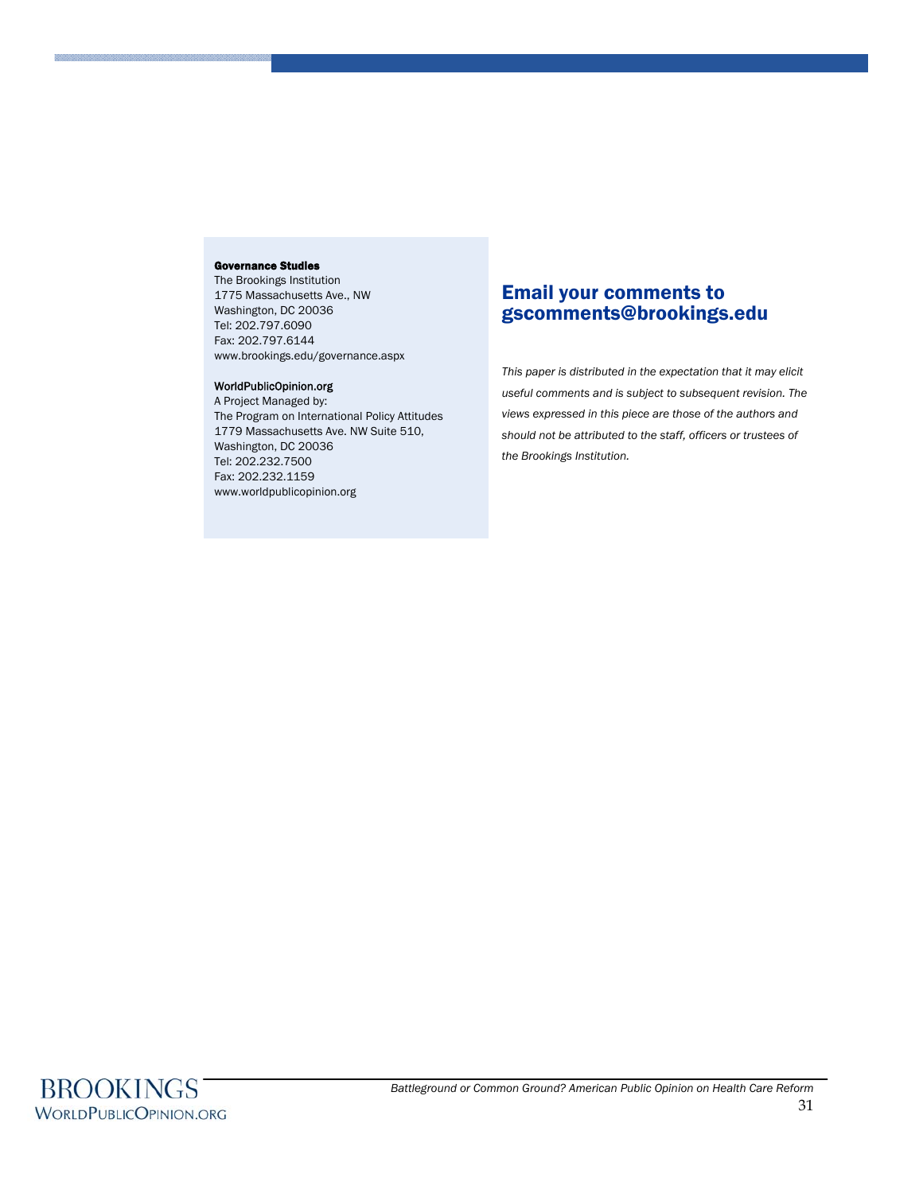**Governance Studies**
The Brookings Institution
1775 Massachusetts Ave., NW
Washington, DC 20036
Tel: 202.797.6090
Fax: 202.797.6144
www.brookings.edu/governance.aspx

WorldPublicOpinion.org
A Project Managed by:
The Program on International Policy Attitudes
1779 Massachusetts Ave. NW Suite 510,
Washington, DC 20036
Tel: 202.232.7500
Fax: 202.232.1159
www.worldpublicopinion.org

## Email your comments to gscomments@brookings.edu

*This paper is distributed in the expectation that it may elicit useful comments and is subject to subsequent revision. The views expressed in this piece are those of the authors and should not be attributed to the staff, officers or trustees of the Brookings Institution.*